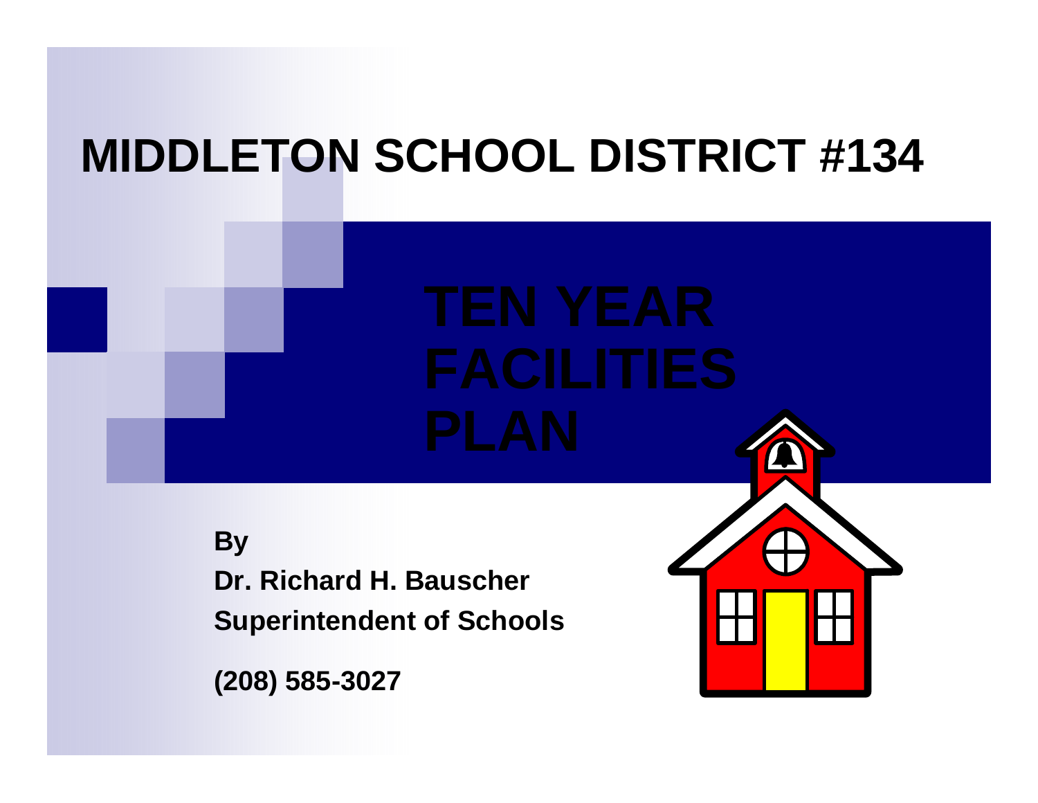# MIDDLETON SCHOOL DISTRICT #134

## TEN YEAR FACILITIES PLAN

**By**

**Dr. Richard H. Bauscher**

**Superintendent of Schools**

**(208) 585-3027**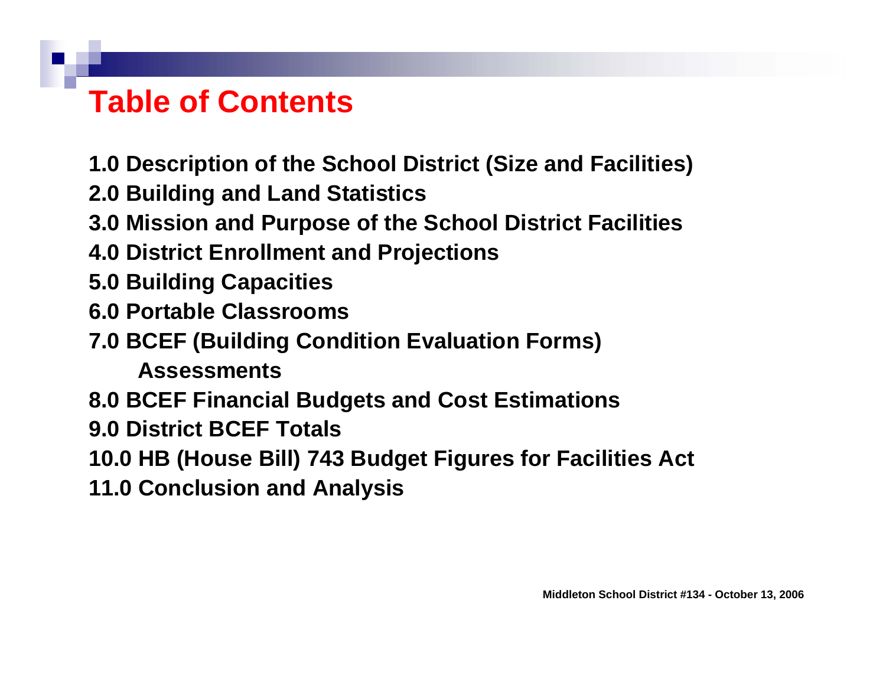# Table of Contents

**1.0 Description of the School District (Size and Facilities)**
**2.0 Building and Land Statistics**
**3.0 Mission and Purpose of the School District Facilities**
**4.0 District Enrollment and Projections**
**5.0 Building Capacities**
**6.0 Portable Classrooms**
**7.0 BCEF (Building Condition Evaluation Forms) Assessments**
**8.0 BCEF Financial Budgets and Cost Estimations**
**9.0 District BCEF Totals**
**10.0 HB (House Bill) 743 Budget Figures for Facilities Act**
**11.0 Conclusion and Analysis**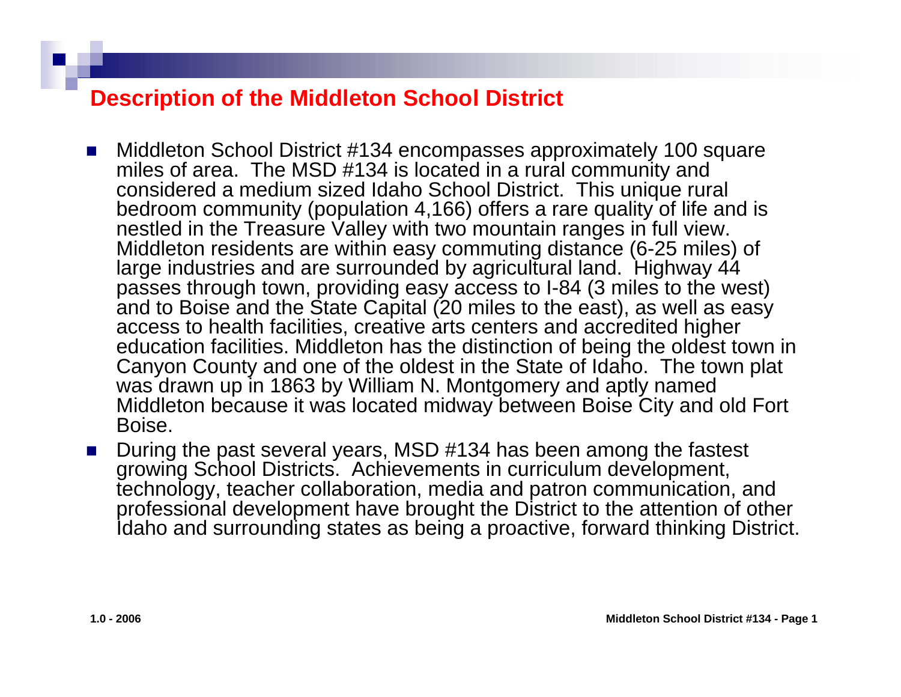# Description of the Middleton School District

- Middleton School District #134 encompasses approximately 100 square miles of area. The MSD #134 is located in a rural community and considered a medium sized Idaho School District. This unique rural bedroom community (population 4,166) offers a rare quality of life and is nestled in the Treasure Valley with two mountain ranges in full view. Middleton residents are within easy commuting distance (6-25 miles) of large industries and are surrounded by agricultural land. Highway 44 passes through town, providing easy access to I-84 (3 miles to the west) and to Boise and the State Capital (20 miles to the east), as well as easy access to health facilities, creative arts centers and accredited higher education facilities. Middleton has the distinction of being the oldest town in Canyon County and one of the oldest in the State of Idaho. The town plat was drawn up in 1863 by William N. Montgomery and aptly named Middleton because it was located midway between Boise City and old Fort Boise.
- During the past several years, MSD #134 has been among the fastest growing School Districts. Achievements in curriculum development, technology, teacher collaboration, media and patron communication, and professional development have brought the District to the attention of other Idaho and surrounding states as being a proactive, forward thinking District.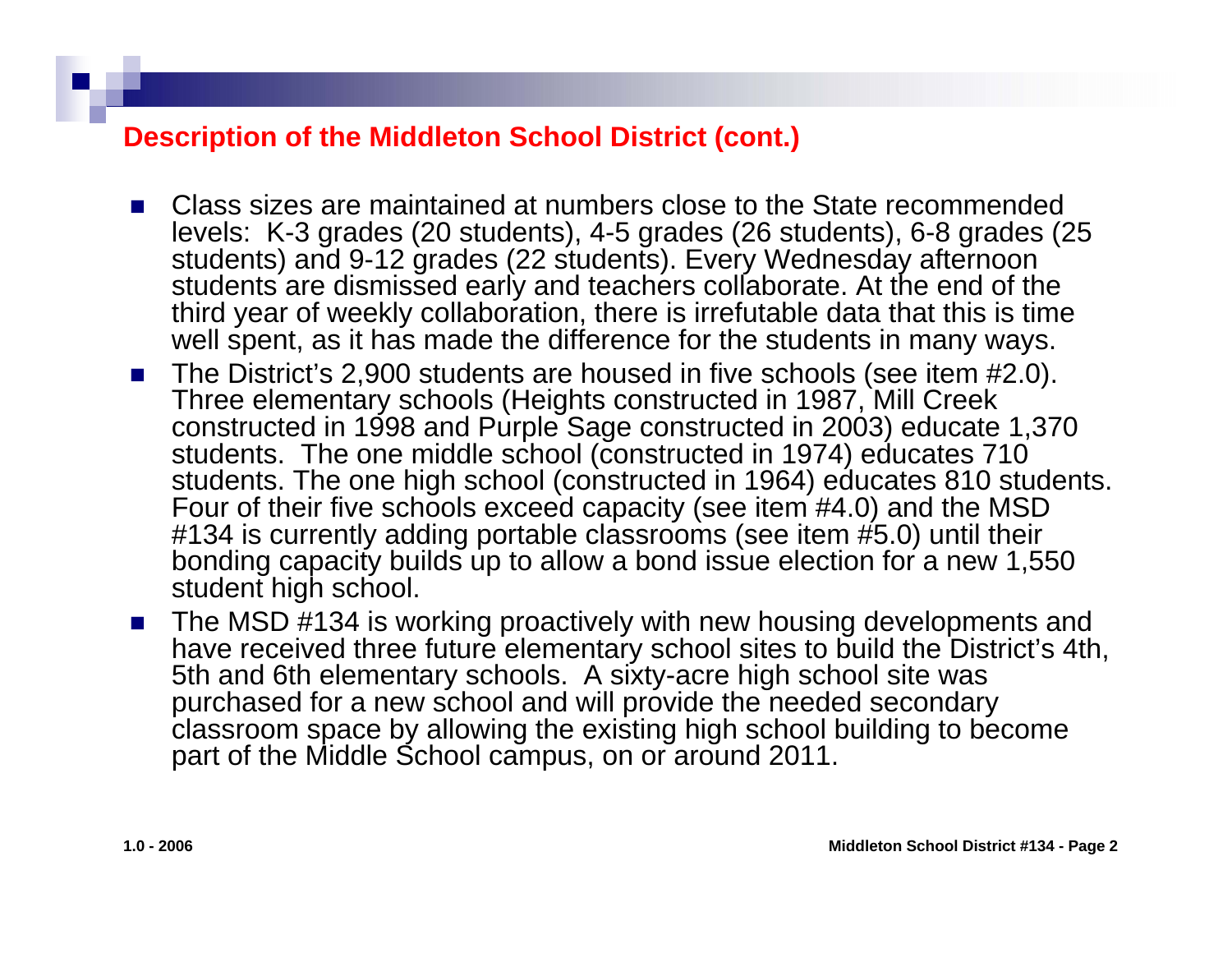## Description of the Middleton School District (cont.)

- Class sizes are maintained at numbers close to the State recommended levels: K-3 grades (20 students), 4-5 grades (26 students), 6-8 grades (25 students) and 9-12 grades (22 students). Every Wednesday afternoon students are dismissed early and teachers collaborate. At the end of the third year of weekly collaboration, there is irrefutable data that this is time well spent, as it has made the difference for the students in many ways.
- The District's 2,900 students are housed in five schools (see item #2.0). Three elementary schools (Heights constructed in 1987, Mill Creek constructed in 1998 and Purple Sage constructed in 2003) educate 1,370 students. The one middle school (constructed in 1974) educates 710 students. The one high school (constructed in 1964) educates 810 students. Four of their five schools exceed capacity (see item #4.0) and the MSD #134 is currently adding portable classrooms (see item #5.0) until their bonding capacity builds up to allow a bond issue election for a new 1,550 student high school.
- The MSD #134 is working proactively with new housing developments and have received three future elementary school sites to build the District's 4th, 5th and 6th elementary schools. A sixty-acre high school site was purchased for a new school and will provide the needed secondary classroom space by allowing the existing high school building to become part of the Middle School campus, on or around 2011.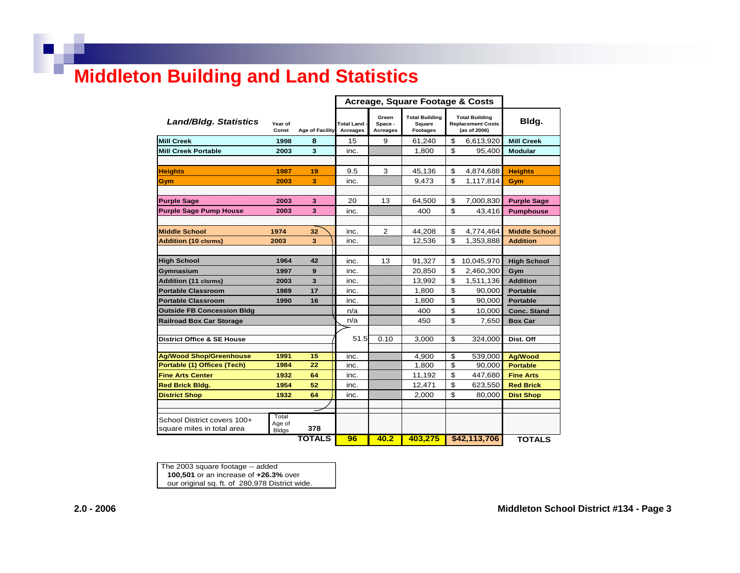# Middleton Building and Land Statistics

| *Land/Bldg. Statistics* | Year of Const | Age of Facility | Total Land - Acreages | Green Space - Acreages | Total Building Square Footages | Total Building Replacement Costs (as of 2006) | Bldg. |
|---|---|---|---|---|---|---|---|
| | | | **Acreage, Square Footage & Costs** | | | | |
| **Mill Creek** | 1998 | 8 | 15 | 9 | 61,240 | $ 6,613,920 | **Mill Creek** |
| **Mill Creek Portable** | 2003 | 3 | inc. | | 1,800 | $ 95,400 | **Modular** |
| | | | | | | | |
| **Heights** | 1987 | 19 | 9.5 | 3 | 45,136 | $ 4,874,688 | **Heights** |
| **Gym** | 2003 | 3 | inc. | | 9,473 | $ 1,117,814 | **Gym** |
| | | | | | | | |
| **Purple Sage** | 2003 | 3 | 20 | 13 | 64,500 | $ 7,000,830 | **Purple Sage** |
| **Purple Sage Pump House** | 2003 | 3 | inc. | | 400 | $ 43,416 | **Pumphouse** |
| | | | | | | | |
| **Middle School** | 1974 | 32 | inc. | 2 | 44,208 | $ 4,774,464 | **Middle School** |
| **Addition (10 clsrms)** | 2003 | 3 | inc. | | 12,536 | $ 1,353,888 | **Addition** |
| | | | | | | | |
| **High School** | 1964 | 42 | inc. | 13 | 91,327 | $ 10,045,970 | **High School** |
| **Gymnasium** | 1997 | 9 | inc. | | 20,850 | $ 2,460,300 | **Gym** |
| **Addition (11 clsrms)** | 2003 | 3 | inc. | | 13,992 | $ 1,511,136 | **Addition** |
| **Portable Classroom** | 1989 | 17 | inc. | | 1,800 | $ 90,000 | **Portable** |
| **Portable Classroom** | 1990 | 16 | inc. | | 1,800 | $ 90,000 | **Portable** |
| **Outside FB Concession Bldg** | | | n/a | | 400 | $ 10,000 | **Conc. Stand** |
| **Railroad Box Car Storage** | | | n/a | | 450 | $ 7,650 | **Box Car** |
| | | | | | | | |
| **District Office & SE House** | | | 51.5 | 0.10 | 3,000 | $ 324,000 | **Dist. Off** |
| | | | | | | | |
| **Ag/Wood Shop/Greenhouse** | 1991 | 15 | inc. | | 4,900 | $ 539,000 | **Ag/Wood** |
| **Portable (1) Offices (Tech)** | 1984 | 22 | inc. | | 1,800 | $ 90,000 | **Portable** |
| **Fine Arts Center** | 1932 | 64 | inc. | | 11,192 | $ 447,680 | **Fine Arts** |
| **Red Brick Bldg.** | 1954 | 52 | inc. | | 12,471 | $ 623,550 | **Red Brick** |
| **District Shop** | 1932 | 64 | inc. | | 2,000 | $ 80,000 | **Dist Shop** |
| | | | | | | | |
| School District covers 100+ square miles in total area | Total Age of Bldgs | 378 | | | | | |
| | | **TOTALS** | **96** | **40.2** | **403,275** | **$42,113,706** | **TOTALS** |

The 2003 square footage -- added **100,501** or an increase of **+26.3%** over our original sq. ft. of 280,978 District wide.

**2.0 - 2006**

**Middleton School District #134 - Page 3**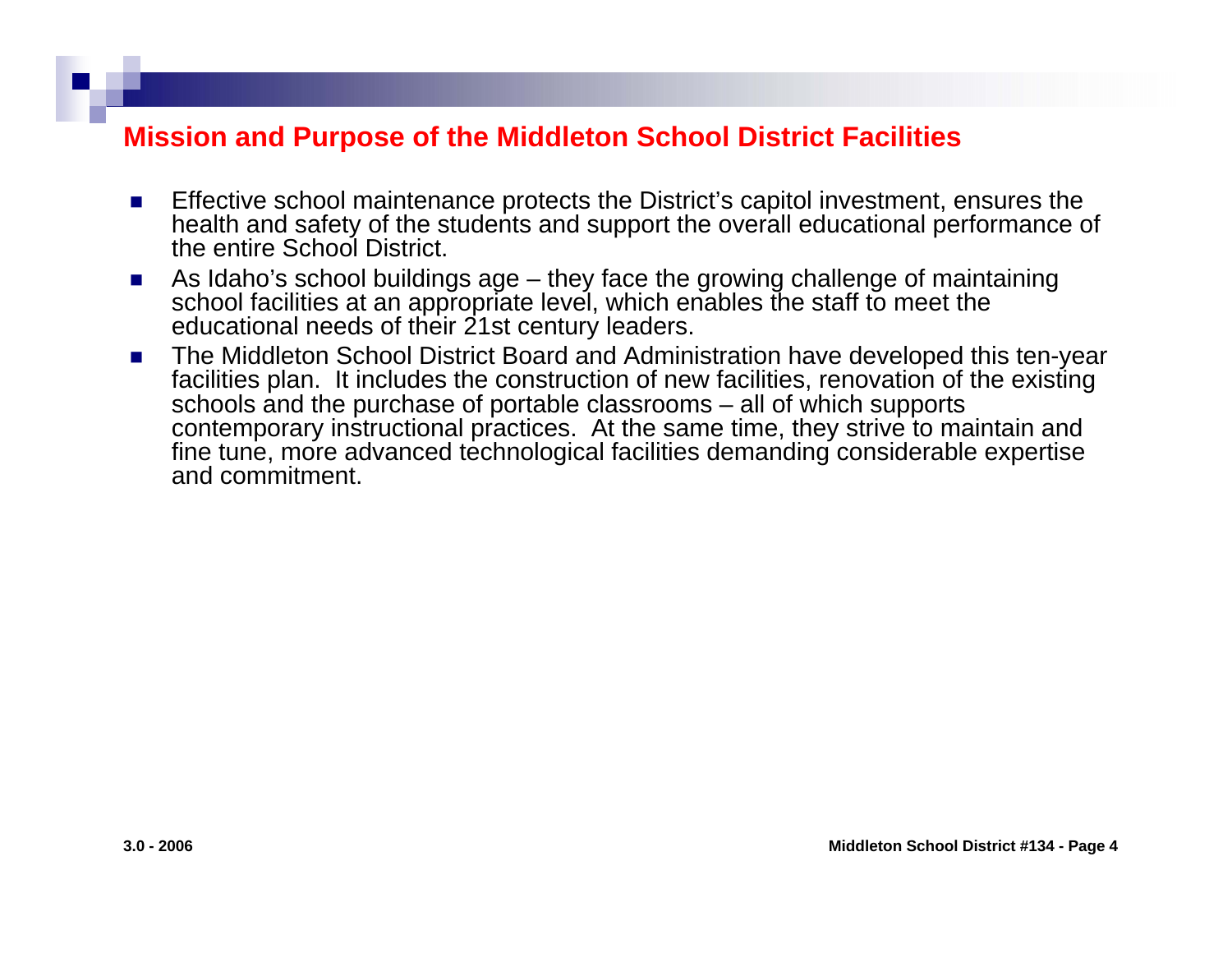## Mission and Purpose of the Middleton School District Facilities

- Effective school maintenance protects the District's capitol investment, ensures the health and safety of the students and support the overall educational performance of the entire School District.
- As Idaho's school buildings age – they face the growing challenge of maintaining school facilities at an appropriate level, which enables the staff to meet the educational needs of their 21st century leaders.
- The Middleton School District Board and Administration have developed this ten-year facilities plan. It includes the construction of new facilities, renovation of the existing schools and the purchase of portable classrooms – all of which supports contemporary instructional practices. At the same time, they strive to maintain and fine tune, more advanced technological facilities demanding considerable expertise and commitment.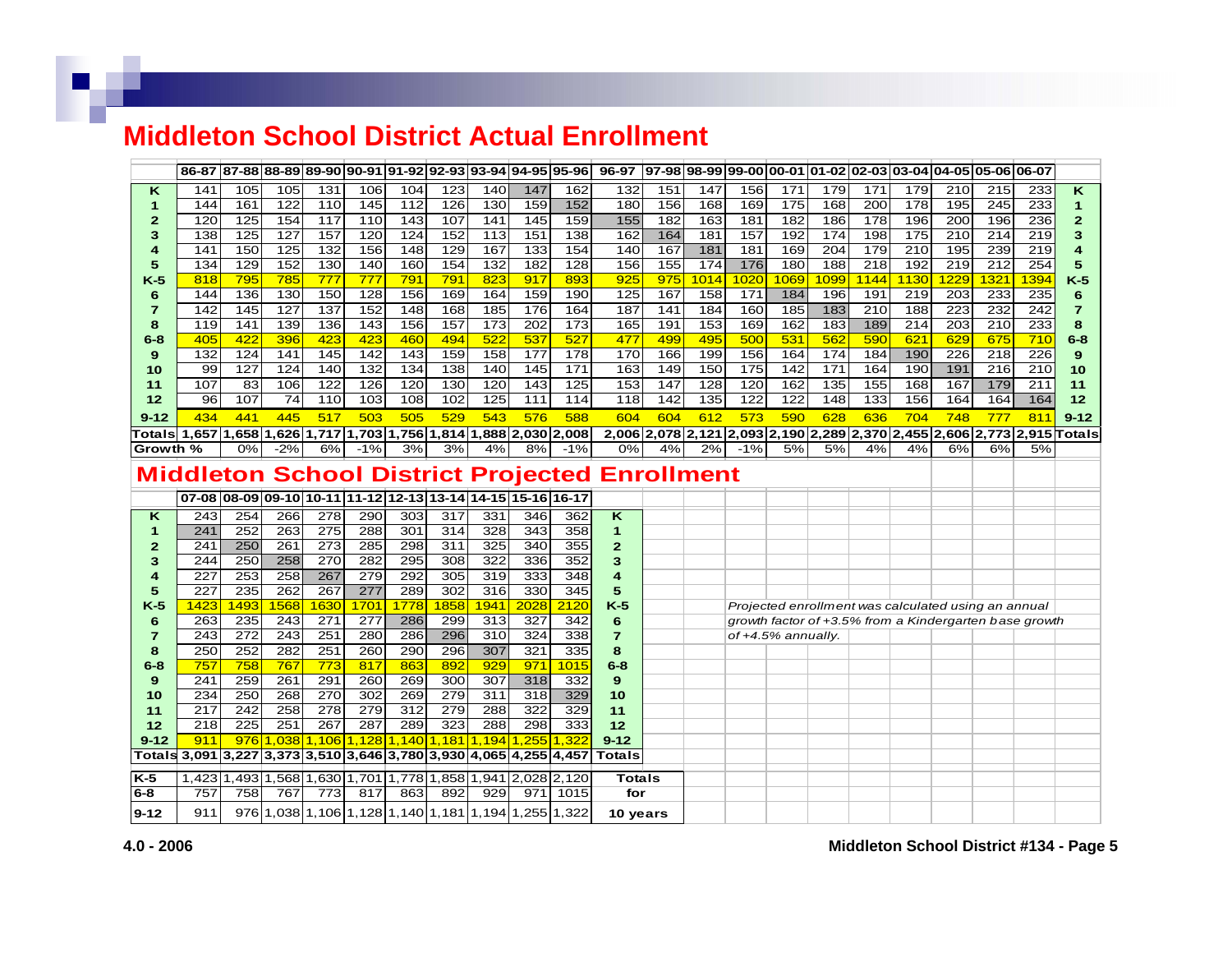## Middleton School District Actual Enrollment

| | 86-87 | 87-88 | 88-89 | 89-90 | 90-91 | 91-92 | 92-93 | 93-94 | 94-95 | 95-96 | 96-97 | 97-98 | 98-99 | 99-00 | 00-01 | 01-02 | 02-03 | 03-04 | 04-05 | 05-06 | 06-07 | |
|---|---|---|---|---|---|---|---|---|---|---|---|---|---|---|---|---|---|---|---|---|---|---|
| K | 141 | 105 | 105 | 131 | 106 | 104 | 123 | 140 | 147 | 162 | 132 | 151 | 147 | 156 | 171 | 179 | 171 | 179 | 210 | 215 | 233 | K |
| 1 | 144 | 161 | 122 | 110 | 145 | 112 | 126 | 130 | 159 | 152 | 180 | 156 | 168 | 169 | 175 | 168 | 200 | 178 | 195 | 245 | 233 | 1 |
| 2 | 120 | 125 | 154 | 117 | 110 | 143 | 107 | 141 | 145 | 159 | 155 | 182 | 163 | 181 | 182 | 186 | 178 | 196 | 200 | 196 | 236 | 2 |
| 3 | 138 | 125 | 127 | 157 | 120 | 124 | 152 | 113 | 151 | 138 | 162 | 164 | 181 | 157 | 192 | 174 | 198 | 175 | 210 | 214 | 219 | 3 |
| 4 | 141 | 150 | 125 | 132 | 156 | 148 | 129 | 167 | 133 | 154 | 140 | 167 | 181 | 181 | 169 | 204 | 179 | 210 | 195 | 239 | 219 | 4 |
| 5 | 134 | 129 | 152 | 130 | 140 | 160 | 154 | 132 | 182 | 128 | 156 | 155 | 174 | 176 | 180 | 188 | 218 | 192 | 219 | 212 | 254 | 5 |
| K-5 | 818 | 795 | 785 | 777 | 777 | 791 | 791 | 823 | 917 | 893 | 925 | 975 | 1014 | 1020 | 1069 | 1099 | 1144 | 1130 | 1229 | 1321 | 1394 | K-5 |
| 6 | 144 | 136 | 130 | 150 | 128 | 156 | 169 | 164 | 159 | 190 | 125 | 167 | 158 | 171 | 184 | 196 | 191 | 219 | 203 | 233 | 235 | 6 |
| 7 | 142 | 145 | 127 | 137 | 152 | 148 | 168 | 185 | 176 | 164 | 187 | 141 | 184 | 160 | 185 | 183 | 210 | 188 | 223 | 232 | 242 | 7 |
| 8 | 119 | 141 | 139 | 136 | 143 | 156 | 157 | 173 | 202 | 173 | 165 | 191 | 153 | 169 | 162 | 183 | 189 | 214 | 203 | 210 | 233 | 8 |
| 6-8 | 405 | 422 | 396 | 423 | 423 | 460 | 494 | 522 | 537 | 527 | 477 | 499 | 495 | 500 | 531 | 562 | 590 | 621 | 629 | 675 | 710 | 6-8 |
| 9 | 132 | 124 | 141 | 145 | 142 | 143 | 159 | 158 | 177 | 178 | 170 | 166 | 199 | 156 | 164 | 174 | 184 | 190 | 226 | 218 | 226 | 9 |
| 10 | 99 | 127 | 124 | 140 | 132 | 134 | 138 | 140 | 145 | 171 | 163 | 149 | 150 | 175 | 142 | 171 | 164 | 190 | 191 | 216 | 210 | 10 |
| 11 | 107 | 83 | 106 | 122 | 126 | 120 | 130 | 120 | 143 | 125 | 153 | 147 | 128 | 120 | 162 | 135 | 155 | 168 | 167 | 179 | 211 | 11 |
| 12 | 96 | 107 | 74 | 110 | 103 | 108 | 102 | 125 | 111 | 114 | 118 | 142 | 135 | 122 | 122 | 148 | 133 | 156 | 164 | 164 | 164 | 12 |
| 9-12 | 434 | 441 | 445 | 517 | 503 | 505 | 529 | 543 | 576 | 588 | 604 | 604 | 612 | 573 | 590 | 628 | 636 | 704 | 748 | 777 | 811 | 9-12 |
| Totals | 1,657 | 1,658 | 1,626 | 1,717 | 1,703 | 1,756 | 1,814 | 1,888 | 2,030 | 2,008 | 2,006 | 2,078 | 2,121 | 2,093 | 2,190 | 2,289 | 2,370 | 2,455 | 2,606 | 2,773 | 2,915 | Totals |
| Growth % | | 0% | -2% | 6% | -1% | 3% | 3% | 4% | 8% | -1% | 0% | 4% | 2% | -1% | 5% | 5% | 4% | 4% | 6% | 6% | 5% | |

## Middleton School District Projected Enrollment

| | 07-08 | 08-09 | 09-10 | 10-11 | 11-12 | 12-13 | 13-14 | 14-15 | 15-16 | 16-17 | |
|---|---|---|---|---|---|---|---|---|---|---|---|
| K | 243 | 254 | 266 | 278 | 290 | 303 | 317 | 331 | 346 | 362 | K |
| 1 | 241 | 252 | 263 | 275 | 288 | 301 | 314 | 328 | 343 | 358 | 1 |
| 2 | 241 | 250 | 261 | 273 | 285 | 298 | 311 | 325 | 340 | 355 | 2 |
| 3 | 244 | 250 | 258 | 270 | 282 | 295 | 308 | 322 | 336 | 352 | 3 |
| 4 | 227 | 253 | 258 | 267 | 279 | 292 | 305 | 319 | 333 | 348 | 4 |
| 5 | 227 | 235 | 262 | 267 | 277 | 289 | 302 | 316 | 330 | 345 | 5 |
| K-5 | 1423 | 1493 | 1568 | 1630 | 1701 | 1778 | 1858 | 1941 | 2028 | 2120 | K-5 |
| 6 | 263 | 235 | 243 | 271 | 277 | 286 | 299 | 313 | 327 | 342 | 6 |
| 7 | 243 | 272 | 243 | 251 | 280 | 286 | 296 | 310 | 324 | 338 | 7 |
| 8 | 250 | 252 | 282 | 251 | 260 | 290 | 296 | 307 | 321 | 335 | 8 |
| 6-8 | 757 | 758 | 767 | 773 | 817 | 863 | 892 | 929 | 971 | 1015 | 6-8 |
| 9 | 241 | 259 | 261 | 291 | 260 | 269 | 300 | 307 | 318 | 332 | 9 |
| 10 | 234 | 250 | 268 | 270 | 302 | 269 | 279 | 311 | 318 | 329 | 10 |
| 11 | 217 | 242 | 258 | 278 | 279 | 312 | 279 | 288 | 322 | 329 | 11 |
| 12 | 218 | 225 | 251 | 267 | 287 | 289 | 323 | 288 | 298 | 333 | 12 |
| 9-12 | 911 | 976 | 1,038 | 1,106 | 1,128 | 1,140 | 1,181 | 1,194 | 1,255 | 1,322 | 9-12 |
| Totals | 3,091 | 3,227 | 3,373 | 3,510 | 3,646 | 3,780 | 3,930 | 4,065 | 4,255 | 4,457 | Totals |

| | | | | | | | | | | | |
|---|---|---|---|---|---|---|---|---|---|---|---|
| K-5 | 1,423 | 1,493 | 1,568 | 1,630 | 1,701 | 1,778 | 1,858 | 1,941 | 2,028 | 2,120 | Totals |
| 6-8 | 757 | 758 | 767 | 773 | 817 | 863 | 892 | 929 | 971 | 1015 | for |
| 9-12 | 911 | 976 | 1,038 | 1,106 | 1,128 | 1,140 | 1,181 | 1,194 | 1,255 | 1,322 | 10 years |

*Projected enrollment was calculated using an annual growth factor of +3.5% from a Kindergarten base growth of +4.5% annually.*

4.0 - 2006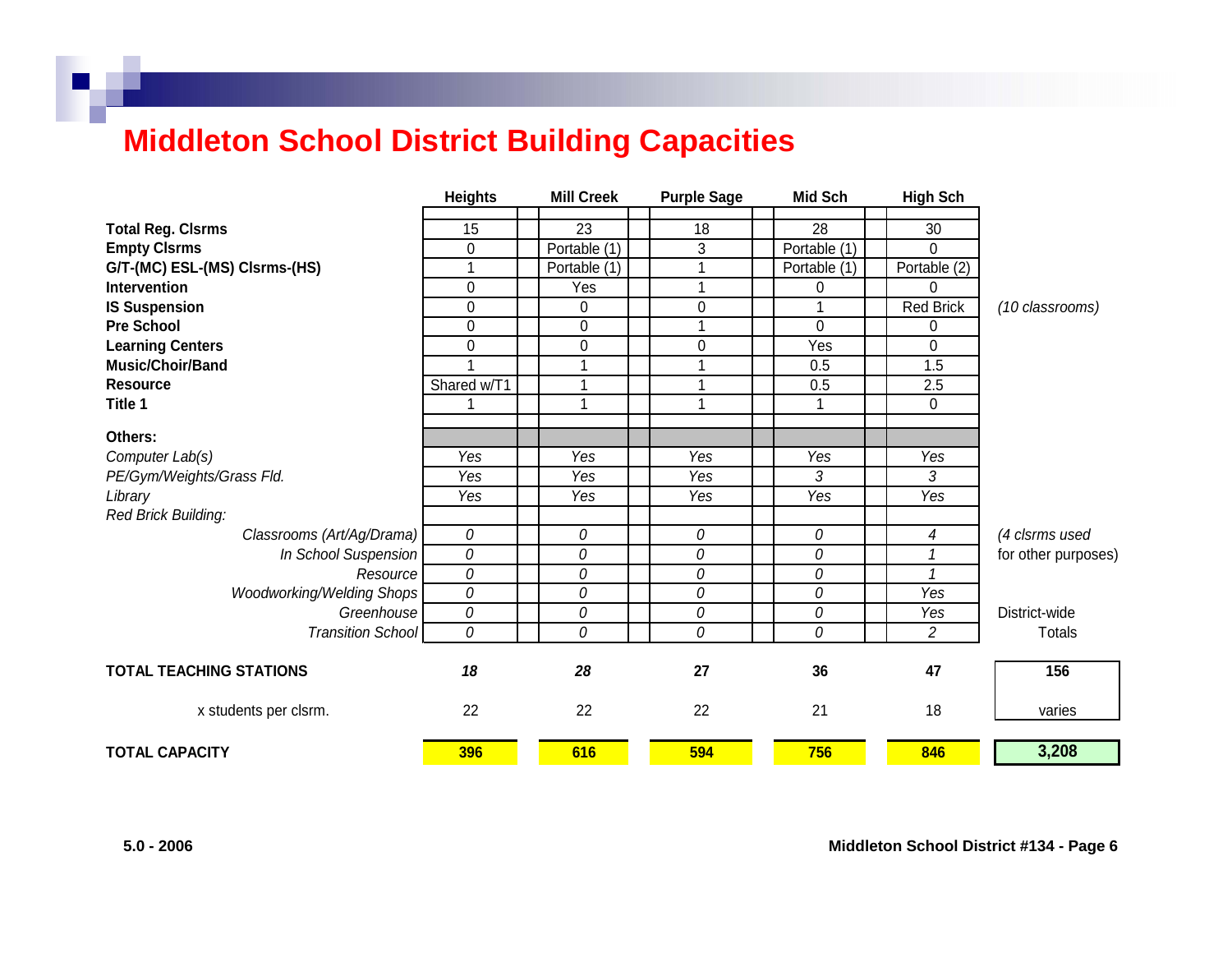# Middleton School District Building Capacities

| | Heights | Mill Creek | Purple Sage | Mid Sch | High Sch | |
|---|---|---|---|---|---|---|
| **Total Reg. Clsrms** | 15 | 23 | 18 | 28 | 30 | |
| **Empty Clsrms** | 0 | Portable (1) | 3 | Portable (1) | 0 | |
| **G/T-(MC) ESL-(MS) Clsrms-(HS)** | 1 | Portable (1) | 1 | Portable (1) | Portable (2) | |
| **Intervention** | 0 | Yes | 1 | 0 | 0 | |
| **IS Suspension** | 0 | 0 | 0 | 1 | Red Brick | *(10 classrooms)* |
| **Pre School** | 0 | 0 | 1 | 0 | 0 | |
| **Learning Centers** | 0 | 0 | 0 | Yes | 0 | |
| **Music/Choir/Band** | 1 | 1 | 1 | 0.5 | 1.5 | |
| **Resource** | Shared w/T1 | 1 | 1 | 0.5 | 2.5 | |
| **Title 1** | 1 | 1 | 1 | 1 | 0 | |
| **Others:** | | | | | | |
| *Computer Lab(s)* | *Yes* | *Yes* | *Yes* | *Yes* | *Yes* | |
| *PE/Gym/Weights/Grass Fld.* | *Yes* | *Yes* | *Yes* | *3* | *3* | |
| *Library* | *Yes* | *Yes* | *Yes* | *Yes* | *Yes* | |
| *Red Brick Building:* | | | | | | |
| *Classrooms (Art/Ag/Drama)* | *0* | *0* | *0* | *0* | *4* | *(4 clsrms used* |
| *In School Suspension* | *0* | *0* | *0* | *0* | *1* | for other purposes) |
| *Resource* | *0* | *0* | *0* | *0* | *1* | |
| *Woodworking/Welding Shops* | *0* | *0* | *0* | *0* | *Yes* | |
| *Greenhouse* | *0* | *0* | *0* | *0* | *Yes* | District-wide |
| *Transition School* | *0* | *0* | *0* | *0* | *2* | Totals |
| **TOTAL TEACHING STATIONS** | ***18*** | ***28*** | **27** | **36** | **47** | **156** |
| x students per clsrm. | 22 | 22 | 22 | 21 | 18 | varies |
| **TOTAL CAPACITY** | **396** | **616** | **594** | **756** | **846** | **3,208** |

**5.0 - 2006**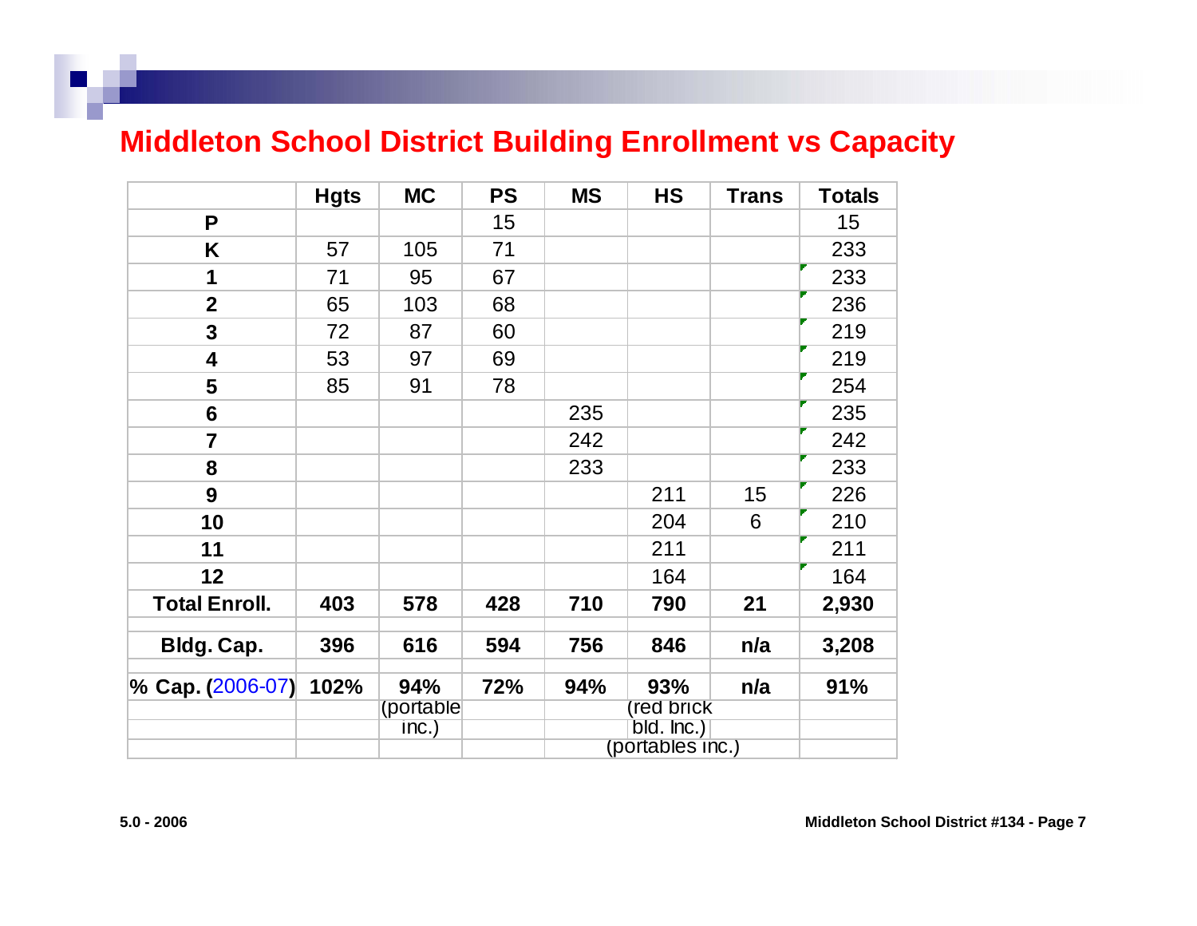## Middleton School District Building Enrollment vs Capacity

| | Hgts | MC | PS | MS | HS | Trans | Totals |
|---|---|---|---|---|---|---|---|
| **P** | | | 15 | | | | 15 |
| **K** | 57 | 105 | 71 | | | | 233 |
| **1** | 71 | 95 | 67 | | | | 233 |
| **2** | 65 | 103 | 68 | | | | 236 |
| **3** | 72 | 87 | 60 | | | | 219 |
| **4** | 53 | 97 | 69 | | | | 219 |
| **5** | 85 | 91 | 78 | | | | 254 |
| **6** | | | | 235 | | | 235 |
| **7** | | | | 242 | | | 242 |
| **8** | | | | 233 | | | 233 |
| **9** | | | | | 211 | 15 | 226 |
| **10** | | | | | 204 | 6 | 210 |
| **11** | | | | | 211 | | 211 |
| **12** | | | | | 164 | | 164 |
| **Total Enroll.** | **403** | **578** | **428** | **710** | **790** | **21** | **2,930** |
| **Bldg. Cap.** | **396** | **616** | **594** | **756** | **846** | **n/a** | **3,208** |
| **% Cap. (2006-07)** | **102%** | **94%** | **72%** | **94%** | **93%** | **n/a** | **91%** |
| | | (portable inc.) | | | (red brick bld. Inc.) (portables inc.) | | |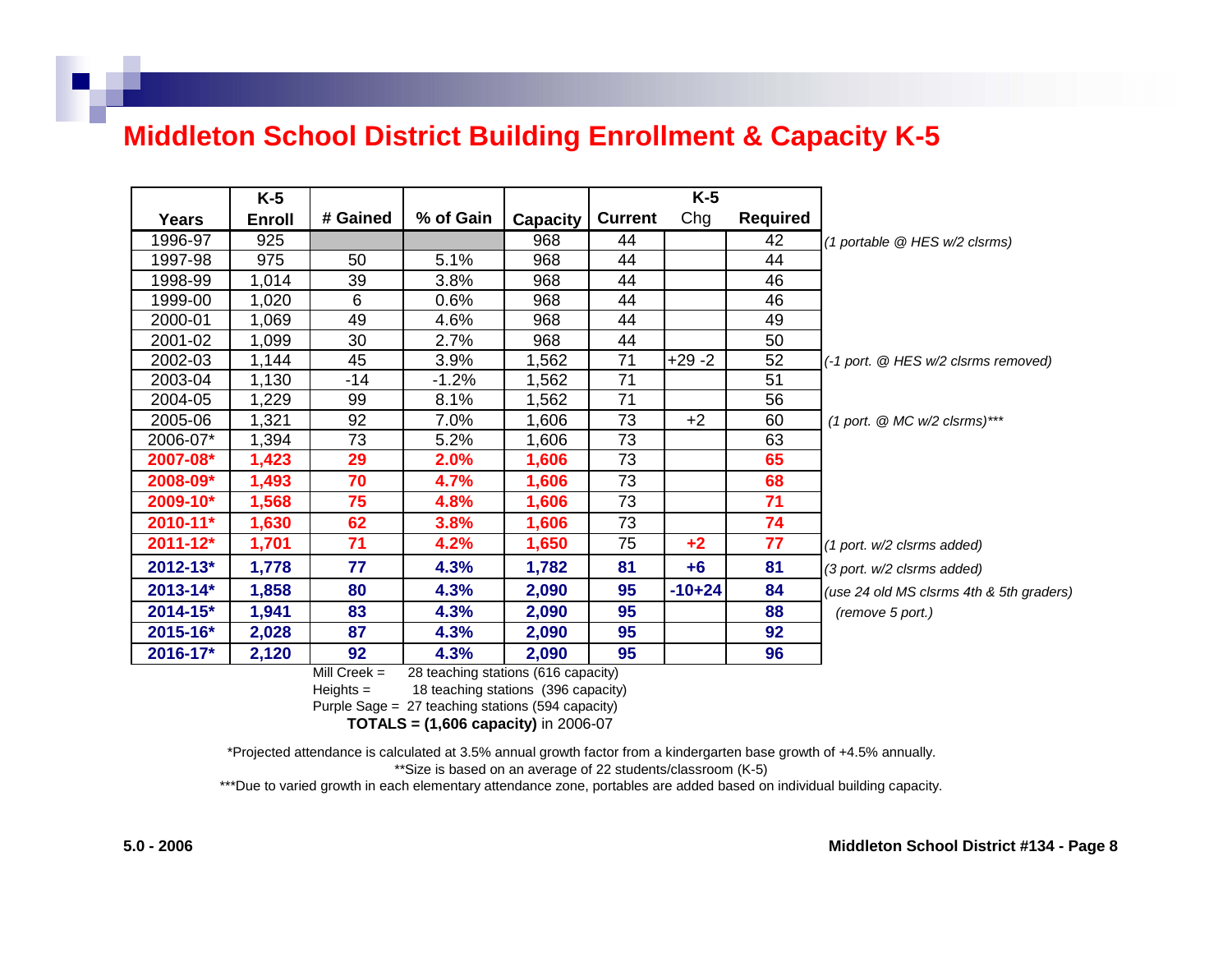# Middleton School District Building Enrollment & Capacity K-5

| Years | K-5 Enroll | # Gained | % of Gain | Capacity | K-5 Current | K-5 Chg | K-5 Required | |
|---|---|---|---|---|---|---|---|---|
| 1996-97 | 925 | | | 968 | 44 | | 42 | *(1 portable @ HES w/2 clsrms)* |
| 1997-98 | 975 | 50 | 5.1% | 968 | 44 | | 44 | |
| 1998-99 | 1,014 | 39 | 3.8% | 968 | 44 | | 46 | |
| 1999-00 | 1,020 | 6 | 0.6% | 968 | 44 | | 46 | |
| 2000-01 | 1,069 | 49 | 4.6% | 968 | 44 | | 49 | |
| 2001-02 | 1,099 | 30 | 2.7% | 968 | 44 | | 50 | |
| 2002-03 | 1,144 | 45 | 3.9% | 1,562 | 71 | +29 -2 | 52 | *(-1 port. @ HES w/2 clsrms removed)* |
| 2003-04 | 1,130 | -14 | -1.2% | 1,562 | 71 | | 51 | |
| 2004-05 | 1,229 | 99 | 8.1% | 1,562 | 71 | | 56 | |
| 2005-06 | 1,321 | 92 | 7.0% | 1,606 | 73 | +2 | 60 | *(1 port. @ MC w/2 clsrms)**** |
| 2006-07* | 1,394 | 73 | 5.2% | 1,606 | 73 | | 63 | |
| **2007-08*** | **1,423** | **29** | **2.0%** | **1,606** | 73 | | **65** | |
| **2008-09*** | **1,493** | **70** | **4.7%** | **1,606** | 73 | | **68** | |
| **2009-10*** | **1,568** | **75** | **4.8%** | **1,606** | 73 | | **71** | |
| **2010-11*** | **1,630** | **62** | **3.8%** | **1,606** | 73 | | **74** | |
| **2011-12*** | **1,701** | **71** | **4.2%** | **1,650** | 75 | **+2** | **77** | *(1 port. w/2 clsrms added)* |
| **2012-13*** | **1,778** | **77** | **4.3%** | **1,782** | **81** | **+6** | **81** | *(3 port. w/2 clsrms added)* |
| **2013-14*** | **1,858** | **80** | **4.3%** | **2,090** | **95** | **-10+24** | **84** | *(use 24 old MS clsrms 4th & 5th graders)* |
| **2014-15*** | **1,941** | **83** | **4.3%** | **2,090** | **95** | | **88** | *(remove 5 port.)* |
| **2015-16*** | **2,028** | **87** | **4.3%** | **2,090** | **95** | | **92** | |
| **2016-17*** | **2,120** | **92** | **4.3%** | **2,090** | **95** | | **96** | |

Mill Creek = 28 teaching stations (616 capacity)
Heights = 18 teaching stations (396 capacity)
Purple Sage = 27 teaching stations (594 capacity)
**TOTALS = (1,606 capacity)** in 2006-07

*Projected attendance is calculated at 3.5% annual growth factor from a kindergarten base growth of +4.5% annually.
**Size is based on an average of 22 students/classroom (K-5)
***Due to varied growth in each elementary attendance zone, portables are added based on individual building capacity.

**5.0 - 2006**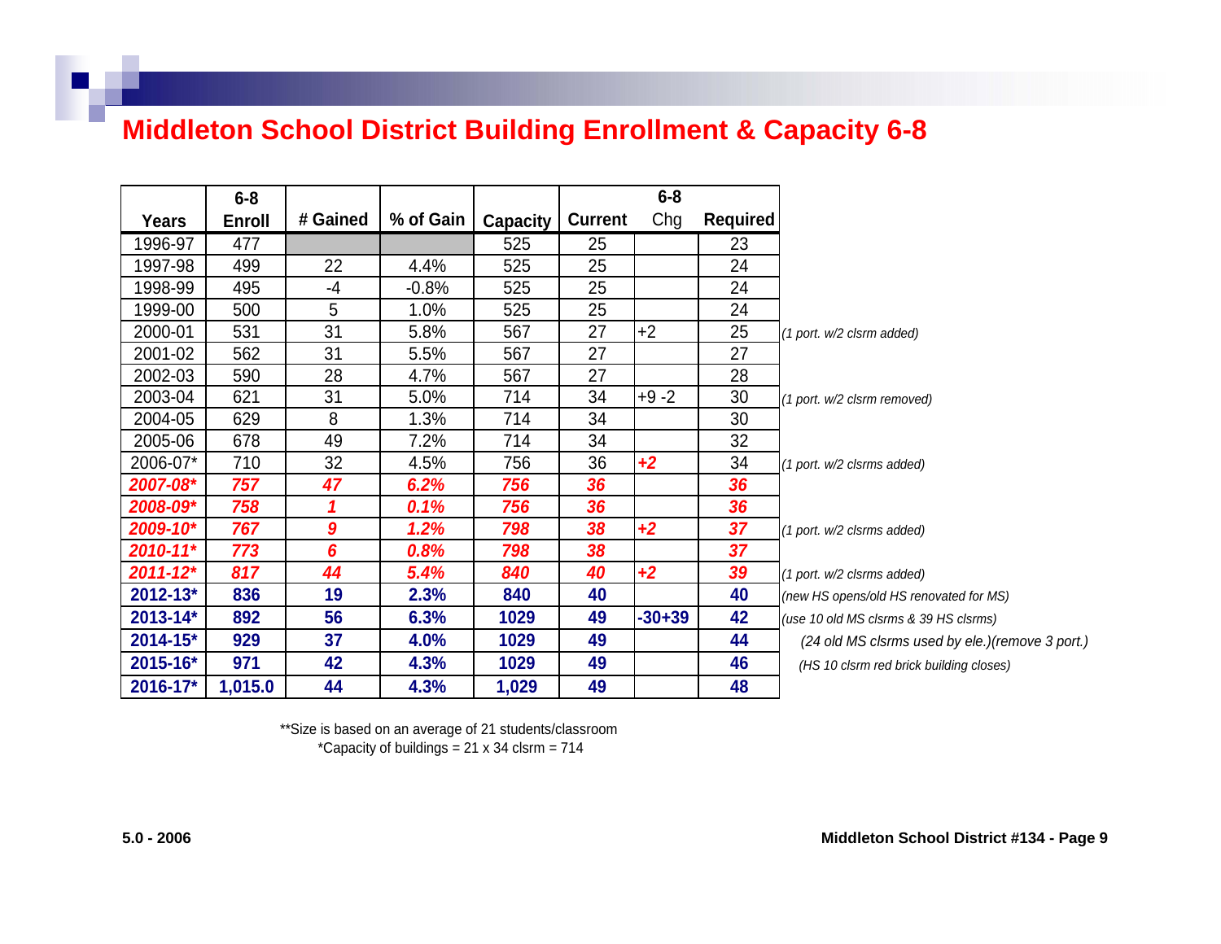# Middleton School District Building Enrollment & Capacity 6-8

| Years | 6-8 Enroll | # Gained | % of Gain | Capacity | 6-8 Current | Chg | Required | |
|---|---|---|---|---|---|---|---|---|
| 1996-97 | 477 | | | 525 | 25 | | 23 | |
| 1997-98 | 499 | 22 | 4.4% | 525 | 25 | | 24 | |
| 1998-99 | 495 | -4 | -0.8% | 525 | 25 | | 24 | |
| 1999-00 | 500 | 5 | 1.0% | 525 | 25 | | 24 | |
| 2000-01 | 531 | 31 | 5.8% | 567 | 27 | +2 | 25 | *(1 port. w/2 clsrm added)* |
| 2001-02 | 562 | 31 | 5.5% | 567 | 27 | | 27 | |
| 2002-03 | 590 | 28 | 4.7% | 567 | 27 | | 28 | |
| 2003-04 | 621 | 31 | 5.0% | 714 | 34 | +9 -2 | 30 | *(1 port. w/2 clsrm removed)* |
| 2004-05 | 629 | 8 | 1.3% | 714 | 34 | | 30 | |
| 2005-06 | 678 | 49 | 7.2% | 714 | 34 | | 32 | |
| 2006-07* | 710 | 32 | 4.5% | 756 | 36 | +2 | 34 | *(1 port. w/2 clsrms added)* |
| 2007-08* | 757 | 47 | 6.2% | 756 | 36 | | 36 | |
| 2008-09* | 758 | 1 | 0.1% | 756 | 36 | | 36 | |
| 2009-10* | 767 | 9 | 1.2% | 798 | 38 | +2 | 37 | *(1 port. w/2 clsrms added)* |
| 2010-11* | 773 | 6 | 0.8% | 798 | 38 | | 37 | |
| 2011-12* | 817 | 44 | 5.4% | 840 | 40 | +2 | 39 | *(1 port. w/2 clsrms added)* |
| 2012-13* | 836 | 19 | 2.3% | 840 | 40 | | 40 | *(new HS opens/old HS renovated for MS)* |
| 2013-14* | 892 | 56 | 6.3% | 1029 | 49 | -30+39 | 42 | *(use 10 old MS clsrms & 39 HS clsrms)* |
| 2014-15* | 929 | 37 | 4.0% | 1029 | 49 | | 44 | *(24 old MS clsrms used by ele.)(remove 3 port.)* |
| 2015-16* | 971 | 42 | 4.3% | 1029 | 49 | | 46 | *(HS 10 clsrm red brick building closes)* |
| 2016-17* | 1,015.0 | 44 | 4.3% | 1,029 | 49 | | 48 | |

**Size is based on an average of 21 students/classroom

*Capacity of buildings = 21 x 34 clsrm = 714

5.0 - 2006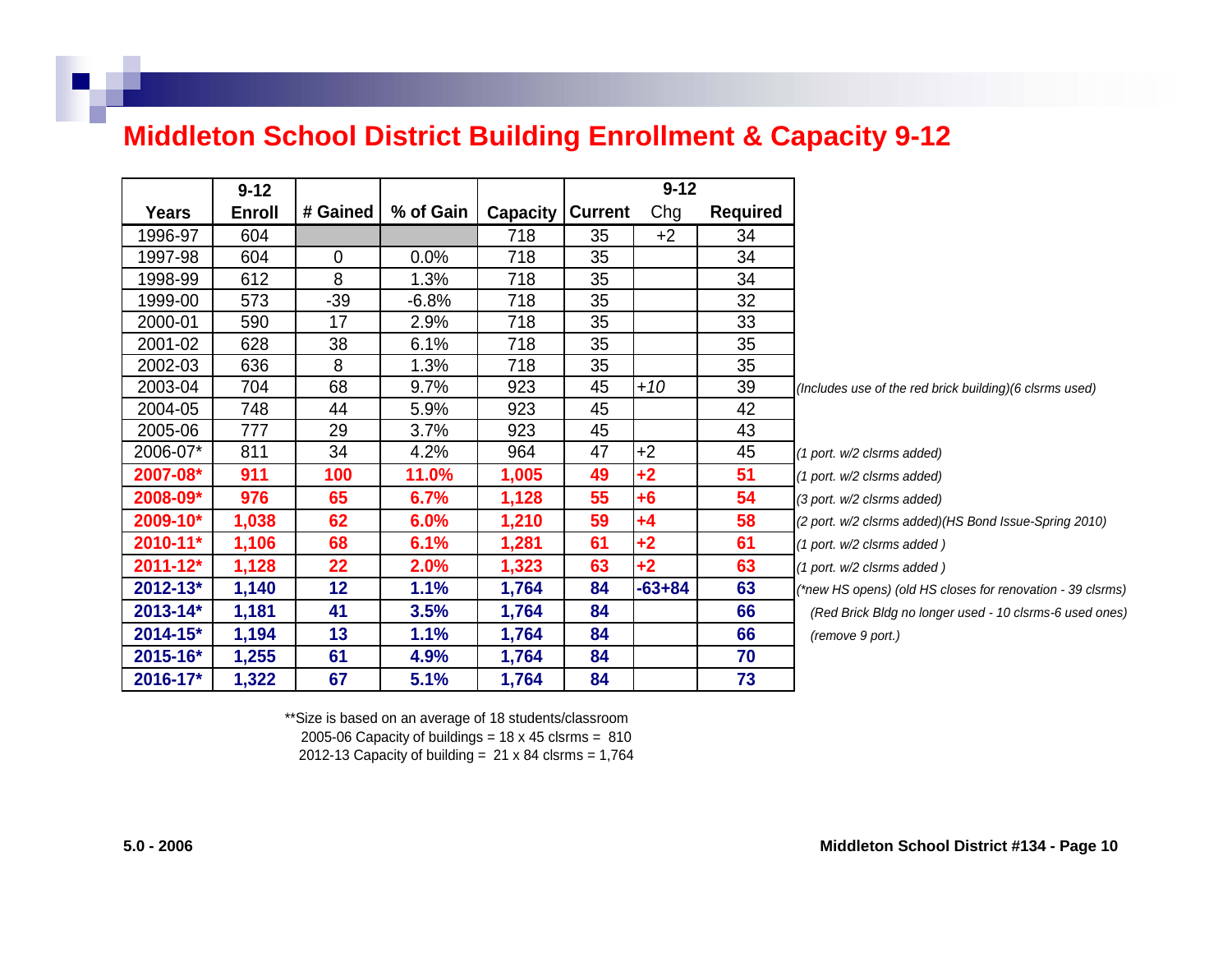# Middleton School District Building Enrollment & Capacity 9-12

| Years | 9-12 Enroll | # Gained | % of Gain | Capacity | 9-12 Current | Chg | Required | |
|---|---|---|---|---|---|---|---|---|
| 1996-97 | 604 | | | 718 | 35 | +2 | 34 | |
| 1997-98 | 604 | 0 | 0.0% | 718 | 35 | | 34 | |
| 1998-99 | 612 | 8 | 1.3% | 718 | 35 | | 34 | |
| 1999-00 | 573 | -39 | -6.8% | 718 | 35 | | 32 | |
| 2000-01 | 590 | 17 | 2.9% | 718 | 35 | | 33 | |
| 2001-02 | 628 | 38 | 6.1% | 718 | 35 | | 35 | |
| 2002-03 | 636 | 8 | 1.3% | 718 | 35 | | 35 | |
| 2003-04 | 704 | 68 | 9.7% | 923 | 45 | *+10* | 39 | *(Includes use of the red brick building)(6 clsrms used)* |
| 2004-05 | 748 | 44 | 5.9% | 923 | 45 | | 42 | |
| 2005-06 | 777 | 29 | 3.7% | 923 | 45 | | 43 | |
| 2006-07* | 811 | 34 | 4.2% | 964 | 47 | +2 | 45 | *(1 port. w/2 clsrms added)* |
| **2007-08*** | **911** | **100** | **11.0%** | **1,005** | **49** | **+2** | **51** | *(1 port. w/2 clsrms added)* |
| **2008-09*** | **976** | **65** | **6.7%** | **1,128** | **55** | **+6** | **54** | *(3 port. w/2 clsrms added)* |
| **2009-10*** | **1,038** | **62** | **6.0%** | **1,210** | **59** | **+4** | **58** | *(2 port. w/2 clsrms added)(HS Bond Issue-Spring 2010)* |
| **2010-11*** | **1,106** | **68** | **6.1%** | **1,281** | **61** | **+2** | **61** | *(1 port. w/2 clsrms added )* |
| **2011-12*** | **1,128** | **22** | **2.0%** | **1,323** | **63** | **+2** | **63** | *(1 port. w/2 clsrms added )* |
| **2012-13*** | **1,140** | **12** | **1.1%** | **1,764** | **84** | **-63+84** | **63** | *(\*new HS opens) (old HS closes for renovation - 39 clsrms)* |
| **2013-14*** | **1,181** | **41** | **3.5%** | **1,764** | **84** | | **66** | *(Red Brick Bldg no longer used - 10 clsrms-6 used ones)* |
| **2014-15*** | **1,194** | **13** | **1.1%** | **1,764** | **84** | | **66** | *(remove 9 port.)* |
| **2015-16*** | **1,255** | **61** | **4.9%** | **1,764** | **84** | | **70** | |
| **2016-17*** | **1,322** | **67** | **5.1%** | **1,764** | **84** | | **73** | |

**Size is based on an average of 18 students/classroom
2005-06 Capacity of buildings = 18 x 45 clsrms = 810
2012-13 Capacity of building = 21 x 84 clsrms = 1,764

**5.0 - 2006**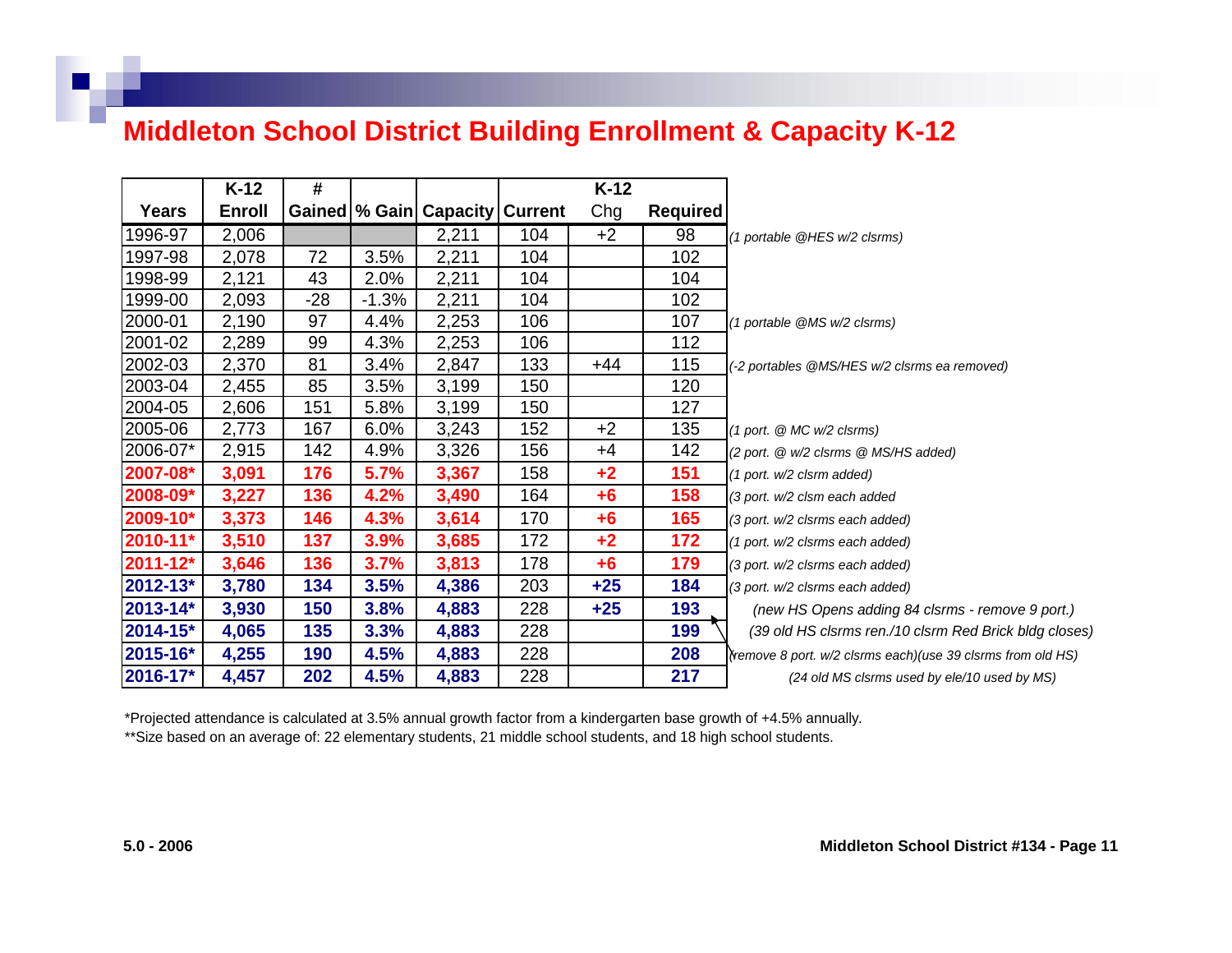# Middleton School District Building Enrollment & Capacity K-12

| Years | K-12 Enroll | # Gained | % Gain | Capacity | Current | K-12 Chg | Required | |
|---|---|---|---|---|---|---|---|---|
| 1996-97 | 2,006 | | | 2,211 | 104 | +2 | 98 | *(1 portable @HES w/2 clsrms)* |
| 1997-98 | 2,078 | 72 | 3.5% | 2,211 | 104 | | 102 | |
| 1998-99 | 2,121 | 43 | 2.0% | 2,211 | 104 | | 104 | |
| 1999-00 | 2,093 | -28 | -1.3% | 2,211 | 104 | | 102 | |
| 2000-01 | 2,190 | 97 | 4.4% | 2,253 | 106 | | 107 | *(1 portable @MS w/2 clsrms)* |
| 2001-02 | 2,289 | 99 | 4.3% | 2,253 | 106 | | 112 | |
| 2002-03 | 2,370 | 81 | 3.4% | 2,847 | 133 | +44 | 115 | *(-2 portables @MS/HES w/2 clsrms ea removed)* |
| 2003-04 | 2,455 | 85 | 3.5% | 3,199 | 150 | | 120 | |
| 2004-05 | 2,606 | 151 | 5.8% | 3,199 | 150 | | 127 | |
| 2005-06 | 2,773 | 167 | 6.0% | 3,243 | 152 | +2 | 135 | *(1 port. @ MC w/2 clsrms)* |
| 2006-07* | 2,915 | 142 | 4.9% | 3,326 | 156 | +4 | 142 | *(2 port. @ w/2 clsrms @ MS/HS added)* |
| **2007-08*** | **3,091** | **176** | **5.7%** | **3,367** | 158 | **+2** | **151** | *(1 port. w/2 clsrm added)* |
| **2008-09*** | **3,227** | **136** | **4.2%** | **3,490** | 164 | **+6** | **158** | *(3 port. w/2 clsm each added* |
| **2009-10*** | **3,373** | **146** | **4.3%** | **3,614** | 170 | **+6** | **165** | *(3 port. w/2 clsrms each added)* |
| **2010-11*** | **3,510** | **137** | **3.9%** | **3,685** | 172 | **+2** | **172** | *(1 port. w/2 clsrms each added)* |
| **2011-12*** | **3,646** | **136** | **3.7%** | **3,813** | 178 | **+6** | **179** | *(3 port. w/2 clsrms each added)* |
| **2012-13*** | **3,780** | **134** | **3.5%** | **4,386** | 203 | **+25** | **184** | *(3 port. w/2 clsrms each added)* |
| **2013-14*** | **3,930** | **150** | **3.8%** | **4,883** | 228 | **+25** | **193** | *(new HS Opens adding 84 clsrms - remove 9 port.)* |
| **2014-15*** | **4,065** | **135** | **3.3%** | **4,883** | 228 | | **199** | *(39 old HS clsrms ren./10 clsrm Red Brick bldg closes)* |
| **2015-16*** | **4,255** | **190** | **4.5%** | **4,883** | 228 | | **208** | *(remove 8 port. w/2 clsrms each)(use 39 clsrms from old HS)* |
| **2016-17*** | **4,457** | **202** | **4.5%** | **4,883** | 228 | | **217** | *(24 old MS clsrms used by ele/10 used by MS)* |

*Projected attendance is calculated at 3.5% annual growth factor from a kindergarten base growth of +4.5% annually.

**Size based on an average of: 22 elementary students, 21 middle school students, and 18 high school students.

**5.0 - 2006**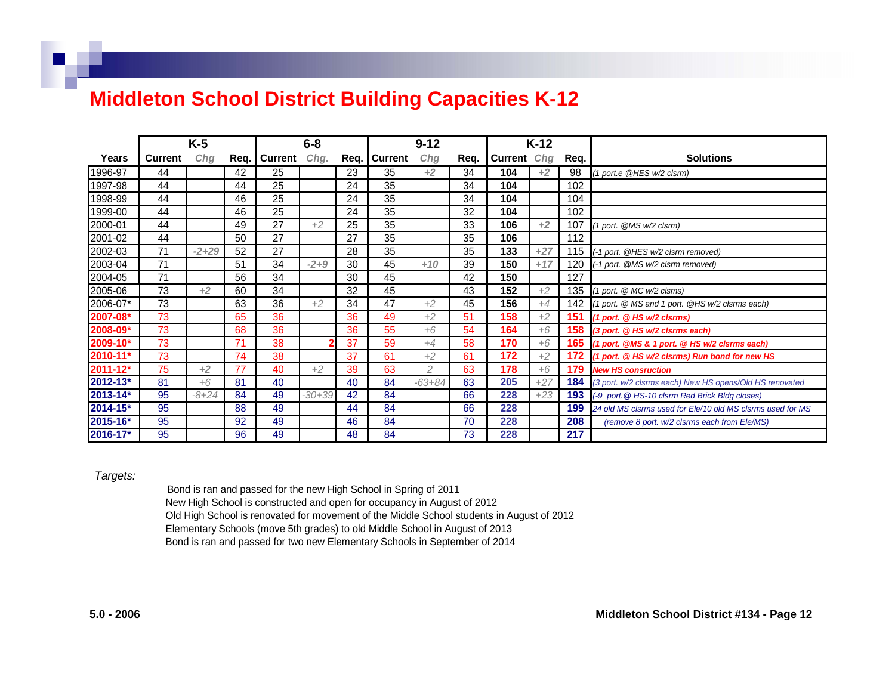# Middleton School District Building Capacities K-12

| | K-5 | | | 6-8 | | | 9-12 | | | K-12 | | | |
|---|---|---|---|---|---|---|---|---|---|---|---|---|---|
| Years | Current | Chg | Req. | Current | Chg. | Req. | Current | Chg | Req. | Current | Chg | Req. | Solutions |
| 1996-97 | 44 | | 42 | 25 | | 23 | 35 | +2 | 34 | **104** | +2 | 98 | *(1 port.e @HES w/2 clsrm)* |
| 1997-98 | 44 | | 44 | 25 | | 24 | 35 | | 34 | **104** | | 102 | |
| 1998-99 | 44 | | 46 | 25 | | 24 | 35 | | 34 | **104** | | 104 | |
| 1999-00 | 44 | | 46 | 25 | | 24 | 35 | | 32 | **104** | | 102 | |
| 2000-01 | 44 | | 49 | 27 | +2 | 25 | 35 | | 33 | **106** | +2 | 107 | *(1 port. @MS w/2 clsrm)* |
| 2001-02 | 44 | | 50 | 27 | | 27 | 35 | | 35 | **106** | | 112 | |
| 2002-03 | 71 | -2+29 | 52 | 27 | | 28 | 35 | | 35 | **133** | +27 | 115 | *(-1 port. @HES w/2 clsrm removed)* |
| 2003-04 | 71 | | 51 | 34 | -2+9 | 30 | 45 | +10 | 39 | **150** | +17 | 120 | *(-1 port. @MS w/2 clsrm removed)* |
| 2004-05 | 71 | | 56 | 34 | | 30 | 45 | | 42 | **150** | | 127 | |
| 2005-06 | 73 | +2 | 60 | 34 | | 32 | 45 | | 43 | **152** | +2 | 135 | *(1 port. @ MC w/2 clsms)* |
| 2006-07* | 73 | | 63 | 36 | +2 | 34 | 47 | +2 | 45 | **156** | +4 | 142 | *(1 port. @ MS and 1 port. @HS w/2 clsrms each)* |
| **2007-08*** | 73 | | 65 | 36 | | 36 | 49 | +2 | 51 | **158** | +2 | **151** | ***(1 port. @ HS w/2 clsrms)*** |
| **2008-09*** | 73 | | 68 | 36 | | 36 | 55 | +6 | 54 | **164** | +6 | **158** | ***(3 port. @ HS w/2 clsrms each)*** |
| **2009-10*** | 73 | | 71 | 38 | 2 | 37 | 59 | +4 | 58 | **170** | +6 | **165** | ***(1 port. @MS & 1 port. @ HS w/2 clsrms each)*** |
| **2010-11*** | 73 | | 74 | 38 | | 37 | 61 | +2 | 61 | **172** | +2 | **172** | ***(1 port. @ HS w/2 clsrms) Run bond for new HS*** |
| **2011-12*** | 75 | +2 | 77 | 40 | +2 | 39 | 63 | 2 | 63 | **178** | +6 | **179** | ***New HS consruction*** |
| **2012-13*** | 81 | +6 | 81 | 40 | | 40 | 84 | -63+84 | 63 | **205** | +27 | **184** | *(3 port. w/2 clsrms each) New HS opens/Old HS renovated* |
| **2013-14*** | 95 | -8+24 | 84 | 49 | -30+39 | 42 | 84 | | 66 | **228** | +23 | **193** | *(-9 port.@ HS-10 clsrm Red Brick Bldg closes)* |
| **2014-15*** | 95 | | 88 | 49 | | 44 | 84 | | 66 | **228** | | **199** | *24 old MS clsrms used for Ele/10 old MS clsrms used for MS* |
| **2015-16*** | 95 | | 92 | 49 | | 46 | 84 | | 70 | **228** | | **208** | *(remove 8 port. w/2 clsrms each from Ele/MS)* |
| **2016-17*** | 95 | | 96 | 49 | | 48 | 84 | | 73 | **228** | | **217** | |

*Targets:*

Bond is ran and passed for the new High School in Spring of 2011
New High School is constructed and open for occupancy in August of 2012
Old High School is renovated for movement of the Middle School students in August of 2012
Elementary Schools (move 5th grades) to old Middle School in August of 2013
Bond is ran and passed for two new Elementary Schools in September of 2014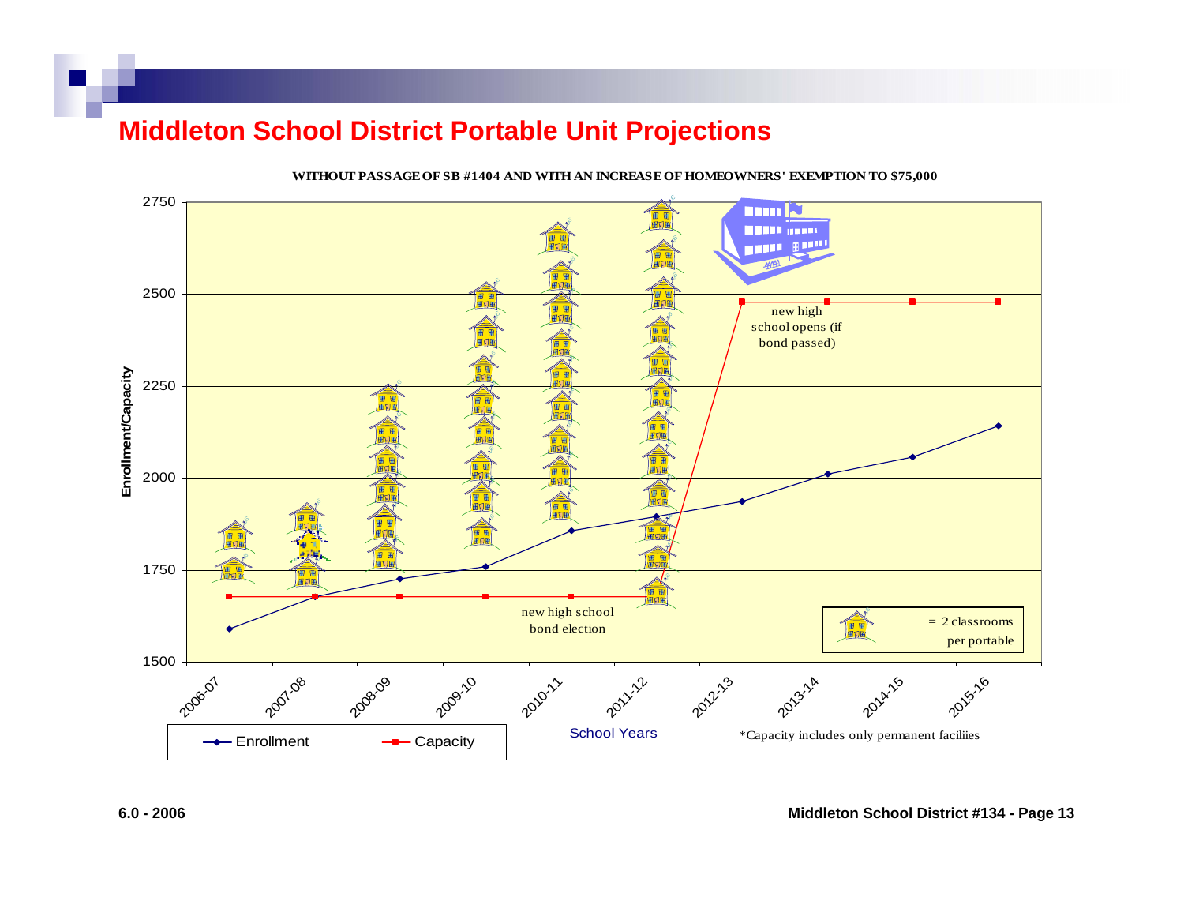# Middleton School District Portable Unit Projections

**WITHOUT PASSAGE OF SB #1404 AND WITH AN INCREASE OF HOMEOWNERS' EXEMPTION TO $75,000**

Enrollment/Capacity

2750

2500

2250

2000

1750

1500

new high school opens (if bond passed)

new high school bond election

= 2 classrooms per portable

2006-07 2007-08 2008-09 2009-10 2010-11 2011-12 2012-13 2013-14 2014-15 2015-16

School Years

Enrollment Capacity

*Capacity includes only permanent faciliies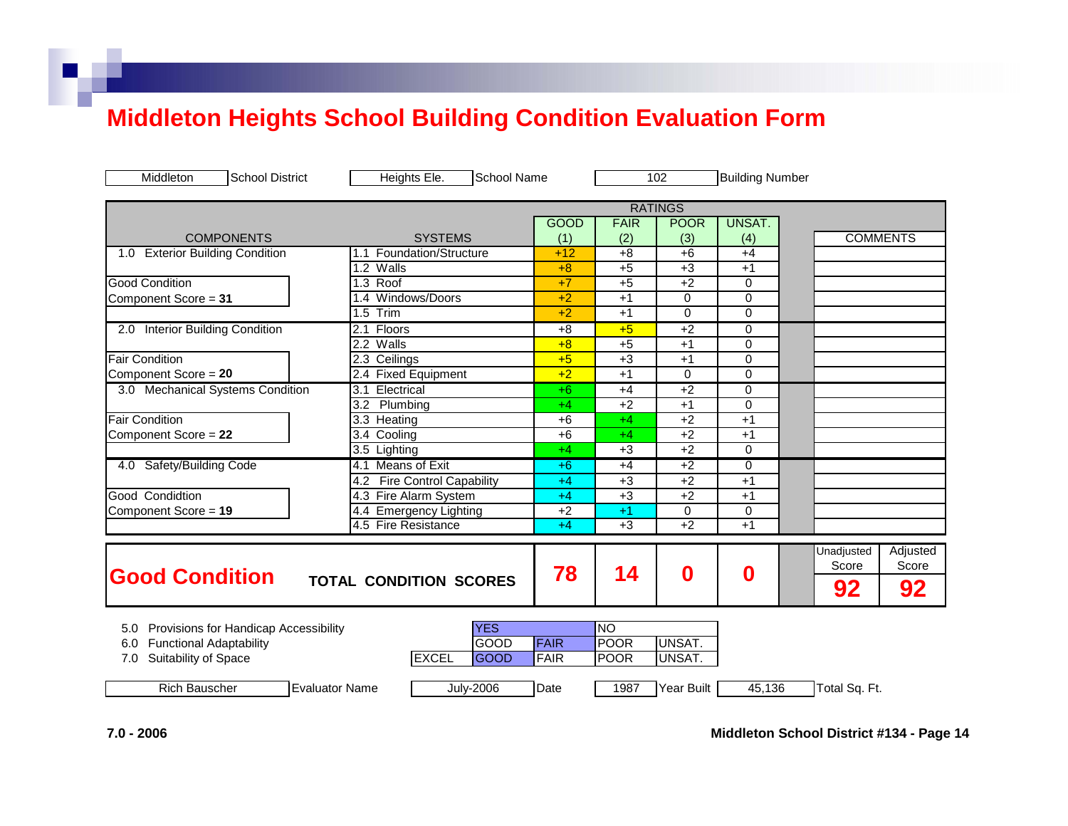# Middleton Heights School Building Condition Evaluation Form

| Middleton | School District | Heights Ele. | School Name | 102 | Building Number |
|---|---|---|---|---|---|

| COMPONENTS | SYSTEMS | GOOD (1) | FAIR (2) | POOR (3) | UNSAT. (4) | COMMENTS |
|---|---|---|---|---|---|---|
| 1.0 Exterior Building Condition | 1.1 Foundation/Structure | +12 | +8 | +6 | +4 | |
| | 1.2 Walls | +8 | +5 | +3 | +1 | |
| Good Condition | 1.3 Roof | +7 | +5 | +2 | 0 | |
| Component Score = **31** | 1.4 Windows/Doors | +2 | +1 | 0 | 0 | |
| | 1.5 Trim | +2 | +1 | 0 | 0 | |
| 2.0 Interior Building Condition | 2.1 Floors | +8 | +5 | +2 | 0 | |
| | 2.2 Walls | +8 | +5 | +1 | 0 | |
| Fair Condition | 2.3 Ceilings | +5 | +3 | +1 | 0 | |
| Component Score = **20** | 2.4 Fixed Equipment | +2 | +1 | 0 | 0 | |
| 3.0 Mechanical Systems Condition | 3.1 Electrical | +6 | +4 | +2 | 0 | |
| | 3.2 Plumbing | +4 | +2 | +1 | 0 | |
| Fair Condition | 3.3 Heating | +6 | +4 | +2 | +1 | |
| Component Score = **22** | 3.4 Cooling | +6 | +4 | +2 | +1 | |
| | 3.5 Lighting | +4 | +3 | +2 | 0 | |
| 4.0 Safety/Building Code | 4.1 Means of Exit | +6 | +4 | +2 | 0 | |
| | 4.2 Fire Control Capability | +4 | +3 | +2 | +1 | |
| Good Condidtion | 4.3 Fire Alarm System | +4 | +3 | +2 | +1 | |
| Component Score = **19** | 4.4 Emergency Lighting | +2 | +1 | 0 | 0 | |
| | 4.5 Fire Resistance | +4 | +3 | +2 | +1 | |
| **Good Condition** | **TOTAL CONDITION SCORES** | **78** | **14** | **0** | **0** | Unadjusted Score **92** / Adjusted Score **92** |

| | | | | | |
|---|---|---|---|---|---|
| 5.0 Provisions for Handicap Accessibility | | YES | | NO | |
| 6.0 Functional Adaptability | | GOOD | FAIR | POOR | UNSAT. |
| 7.0 Suitability of Space | EXCEL | GOOD | FAIR | POOR | UNSAT. |

| Rich Bauscher | Evaluator Name | July-2006 | Date | 1987 | Year Built | 45,136 | Total Sq. Ft. |
|---|---|---|---|---|---|---|---|

**7.0 - 2006**

**Middleton School District #134 - Page 14**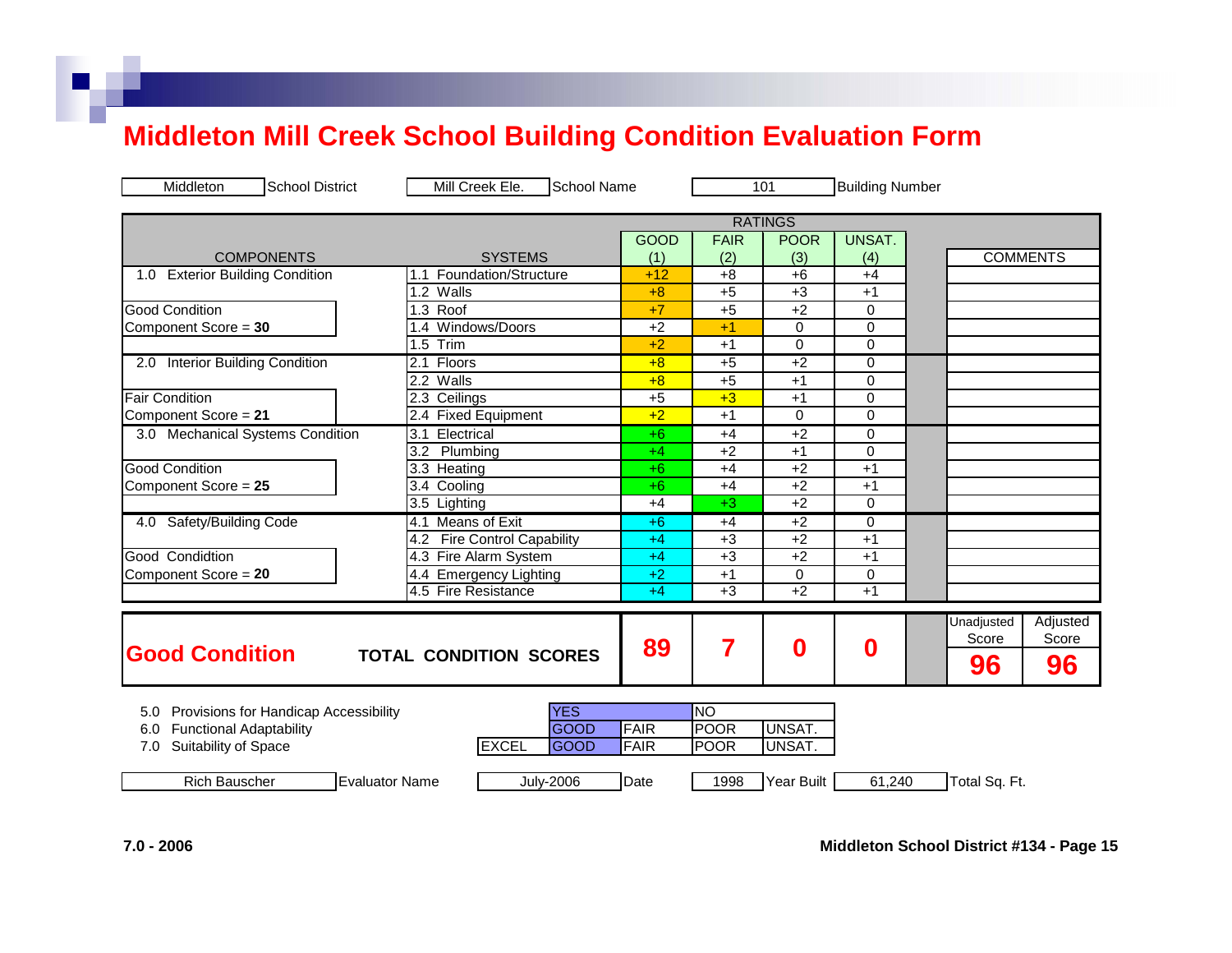# Middleton Mill Creek School Building Condition Evaluation Form

| Middleton | School District | Mill Creek Ele. | School Name | 101 | Building Number |
|---|---|---|---|---|---|

| COMPONENTS | SYSTEMS | RATINGS GOOD (1) | FAIR (2) | POOR (3) | UNSAT. (4) | COMMENTS |
|---|---|---|---|---|---|---|
| 1.0 Exterior Building Condition | 1.1 Foundation/Structure | +12 | +8 | +6 | +4 | |
| | 1.2 Walls | +8 | +5 | +3 | +1 | |
| Good Condition | 1.3 Roof | +7 | +5 | +2 | 0 | |
| Component Score = **30** | 1.4 Windows/Doors | +2 | +1 | 0 | 0 | |
| | 1.5 Trim | +2 | +1 | 0 | 0 | |
| 2.0 Interior Building Condition | 2.1 Floors | +8 | +5 | +2 | 0 | |
| | 2.2 Walls | +8 | +5 | +1 | 0 | |
| Fair Condition | 2.3 Ceilings | +5 | +3 | +1 | 0 | |
| Component Score = **21** | 2.4 Fixed Equipment | +2 | +1 | 0 | 0 | |
| 3.0 Mechanical Systems Condition | 3.1 Electrical | +6 | +4 | +2 | 0 | |
| | 3.2 Plumbing | +4 | +2 | +1 | 0 | |
| Good Condition | 3.3 Heating | +6 | +4 | +2 | +1 | |
| Component Score = **25** | 3.4 Cooling | +6 | +4 | +2 | +1 | |
| | 3.5 Lighting | +4 | +3 | +2 | 0 | |
| 4.0 Safety/Building Code | 4.1 Means of Exit | +6 | +4 | +2 | 0 | |
| | 4.2 Fire Control Capability | +4 | +3 | +2 | +1 | |
| Good Condidtion | 4.3 Fire Alarm System | +4 | +3 | +2 | +1 | |
| Component Score = **20** | 4.4 Emergency Lighting | +2 | +1 | 0 | 0 | |
| | 4.5 Fire Resistance | +4 | +3 | +2 | +1 | |

| **Good Condition** | **TOTAL CONDITION SCORES** | **89** | **7** | **0** | **0** | Unadjusted Score **96** | Adjusted Score **96** |
|---|---|---|---|---|---|---|---|

| | | | | | |
|---|---|---|---|---|---|
| 5.0 Provisions for Handicap Accessibility | | YES | | NO | |
| 6.0 Functional Adaptability | | GOOD | FAIR | POOR | UNSAT. |
| 7.0 Suitability of Space | EXCEL | GOOD | FAIR | POOR | UNSAT. |

| Rich Bauscher | Evaluator Name | July-2006 | Date | 1998 | Year Built | 61,240 | Total Sq. Ft. |
|---|---|---|---|---|---|---|---|

**7.0 - 2006**

**Middleton School District #134 - Page 15**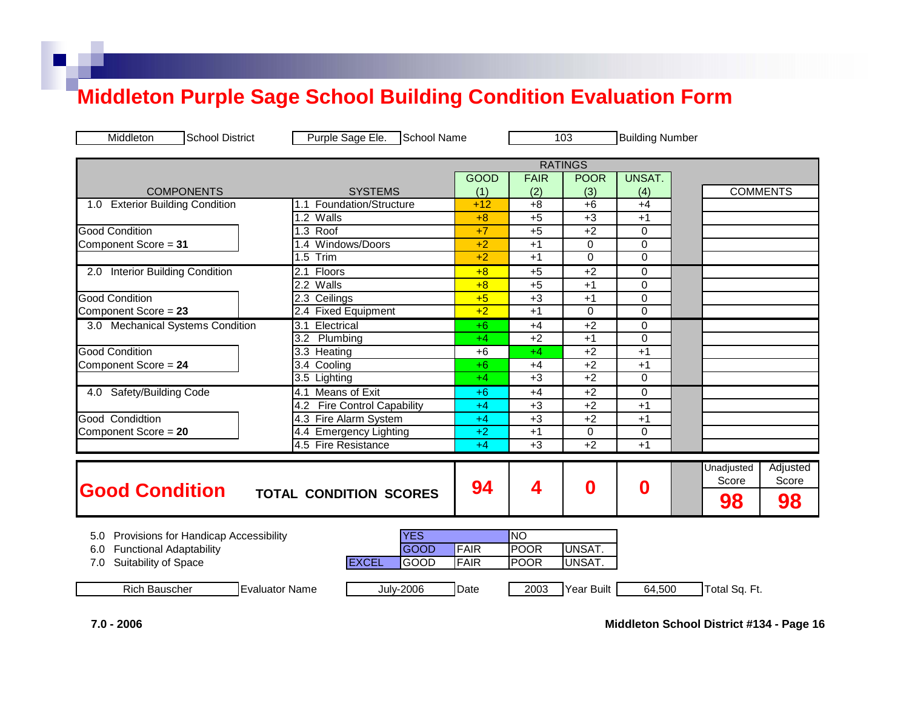# Middleton Purple Sage School Building Condition Evaluation Form

| Middleton | School District | Purple Sage Ele. | School Name | 103 | Building Number |
|---|---|---|---|---|---|

| COMPONENTS | SYSTEMS | RATINGS | | | | | COMMENTS |
|---|---|---|---|---|---|---|---|
| | | GOOD (1) | FAIR (2) | POOR (3) | UNSAT. (4) | | |
| 1.0 Exterior Building Condition | 1.1 Foundation/Structure | +12 | +8 | +6 | +4 | | |
| | 1.2 Walls | +8 | +5 | +3 | +1 | | |
| Good Condition | 1.3 Roof | +7 | +5 | +2 | 0 | | |
| Component Score = **31** | 1.4 Windows/Doors | +2 | +1 | 0 | 0 | | |
| | 1.5 Trim | +2 | +1 | 0 | 0 | | |
| 2.0 Interior Building Condition | 2.1 Floors | +8 | +5 | +2 | 0 | | |
| | 2.2 Walls | +8 | +5 | +1 | 0 | | |
| Good Condition | 2.3 Ceilings | +5 | +3 | +1 | 0 | | |
| Component Score = **23** | 2.4 Fixed Equipment | +2 | +1 | 0 | 0 | | |
| 3.0 Mechanical Systems Condition | 3.1 Electrical | +6 | +4 | +2 | 0 | | |
| | 3.2 Plumbing | +4 | +2 | +1 | 0 | | |
| Good Condition | 3.3 Heating | +6 | +4 | +2 | +1 | | |
| Component Score = **24** | 3.4 Cooling | +6 | +4 | +2 | +1 | | |
| | 3.5 Lighting | +4 | +3 | +2 | 0 | | |
| 4.0 Safety/Building Code | 4.1 Means of Exit | +6 | +4 | +2 | 0 | | |
| | 4.2 Fire Control Capability | +4 | +3 | +2 | +1 | | |
| Good Condidtion | 4.3 Fire Alarm System | +4 | +3 | +2 | +1 | | |
| Component Score = **20** | 4.4 Emergency Lighting | +2 | +1 | 0 | 0 | | |
| | 4.5 Fire Resistance | +4 | +3 | +2 | +1 | | |
| **Good Condition** | **TOTAL CONDITION SCORES** | **94** | **4** | **0** | **0** | | Unadjusted Score **98** / Adjusted Score **98** |

| | | | | | |
|---|---|---|---|---|---|
| 5.0 Provisions for Handicap Accessibility | | YES | | NO | |
| 6.0 Functional Adaptability | | GOOD | FAIR | POOR | UNSAT. |
| 7.0 Suitability of Space | EXCEL | GOOD | FAIR | POOR | UNSAT. |

| Rich Bauscher | Evaluator Name | July-2006 | Date | 2003 | Year Built | 64,500 | Total Sq. Ft. |
|---|---|---|---|---|---|---|---|

**7.0 - 2006**

**Middleton School District #134 - Page 16**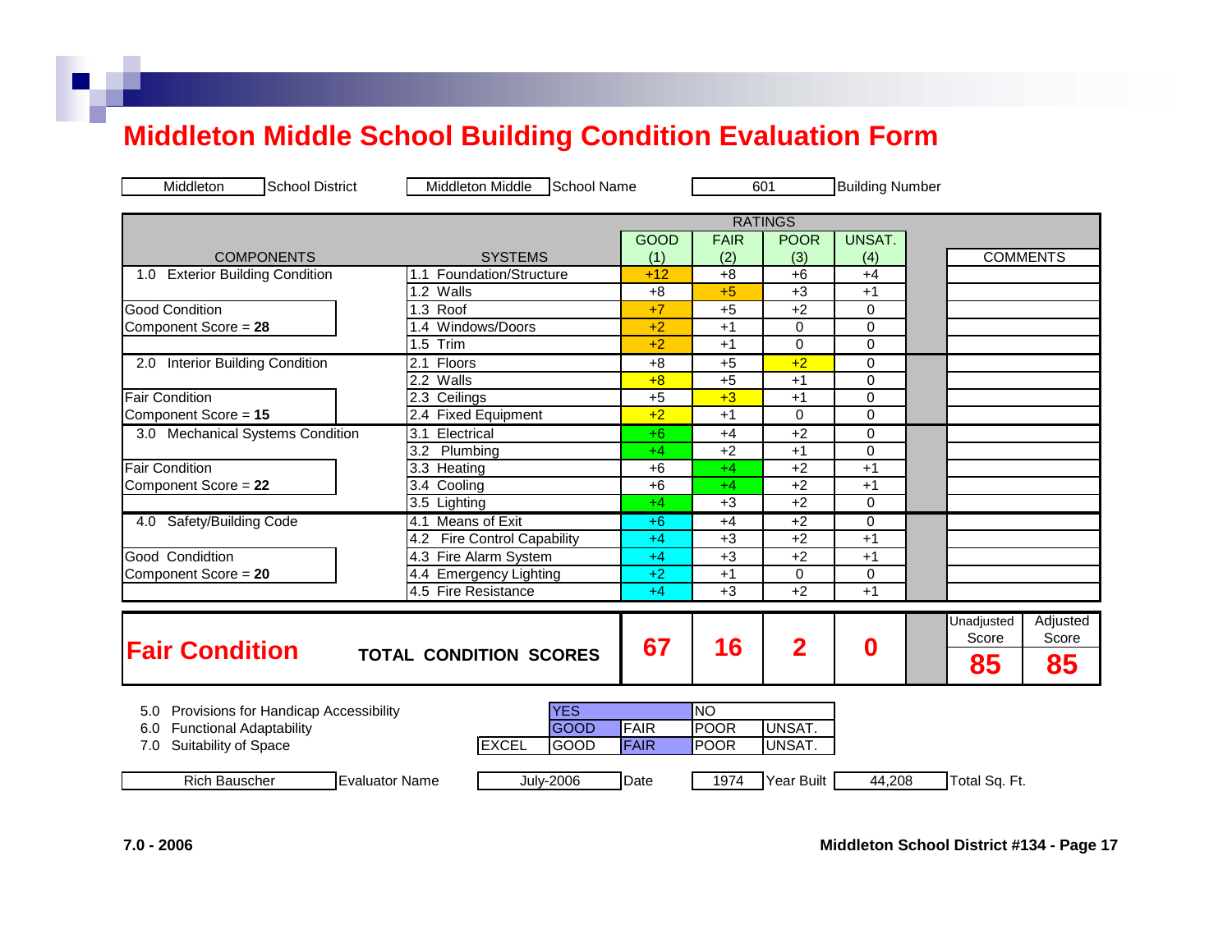# Middleton Middle School Building Condition Evaluation Form

| Middleton | School District | Middleton Middle | School Name | 601 | Building Number |
|---|---|---|---|---|---|

| COMPONENTS | SYSTEMS | GOOD (1) | FAIR (2) | POOR (3) | UNSAT. (4) | COMMENTS |
|---|---|---|---|---|---|---|
| 1.0 Exterior Building Condition | 1.1 Foundation/Structure | +12 | +8 | +6 | +4 | |
| | 1.2 Walls | +8 | +5 | +3 | +1 | |
| Good Condition | 1.3 Roof | +7 | +5 | +2 | 0 | |
| Component Score = **28** | 1.4 Windows/Doors | +2 | +1 | 0 | 0 | |
| | 1.5 Trim | +2 | +1 | 0 | 0 | |
| 2.0 Interior Building Condition | 2.1 Floors | +8 | +5 | +2 | 0 | |
| | 2.2 Walls | +8 | +5 | +1 | 0 | |
| Fair Condition | 2.3 Ceilings | +5 | +3 | +1 | 0 | |
| Component Score = **15** | 2.4 Fixed Equipment | +2 | +1 | 0 | 0 | |
| 3.0 Mechanical Systems Condition | 3.1 Electrical | +6 | +4 | +2 | 0 | |
| | 3.2 Plumbing | +4 | +2 | +1 | 0 | |
| Fair Condition | 3.3 Heating | +6 | +4 | +2 | +1 | |
| Component Score = **22** | 3.4 Cooling | +6 | +4 | +2 | +1 | |
| | 3.5 Lighting | +4 | +3 | +2 | 0 | |
| 4.0 Safety/Building Code | 4.1 Means of Exit | +6 | +4 | +2 | 0 | |
| | 4.2 Fire Control Capability | +4 | +3 | +2 | +1 | |
| Good Condidtion | 4.3 Fire Alarm System | +4 | +3 | +2 | +1 | |
| Component Score = **20** | 4.4 Emergency Lighting | +2 | +1 | 0 | 0 | |
| | 4.5 Fire Resistance | +4 | +3 | +2 | +1 | |
| **Fair Condition** | **TOTAL CONDITION SCORES** | **67** | **16** | **2** | **0** | Unadjusted Score **85** / Adjusted Score **85** |

| | | | | | |
|---|---|---|---|---|---|
| 5.0 Provisions for Handicap Accessibility | | YES | | NO | |
| 6.0 Functional Adaptability | | GOOD | FAIR | POOR | UNSAT. |
| 7.0 Suitability of Space | EXCEL | GOOD | FAIR | POOR | UNSAT. |

| Rich Bauscher | Evaluator Name | July-2006 | Date | 1974 | Year Built | 44,208 | Total Sq. Ft. |
|---|---|---|---|---|---|---|---|

**7.0 - 2006**

**Middleton School District #134 - Page 17**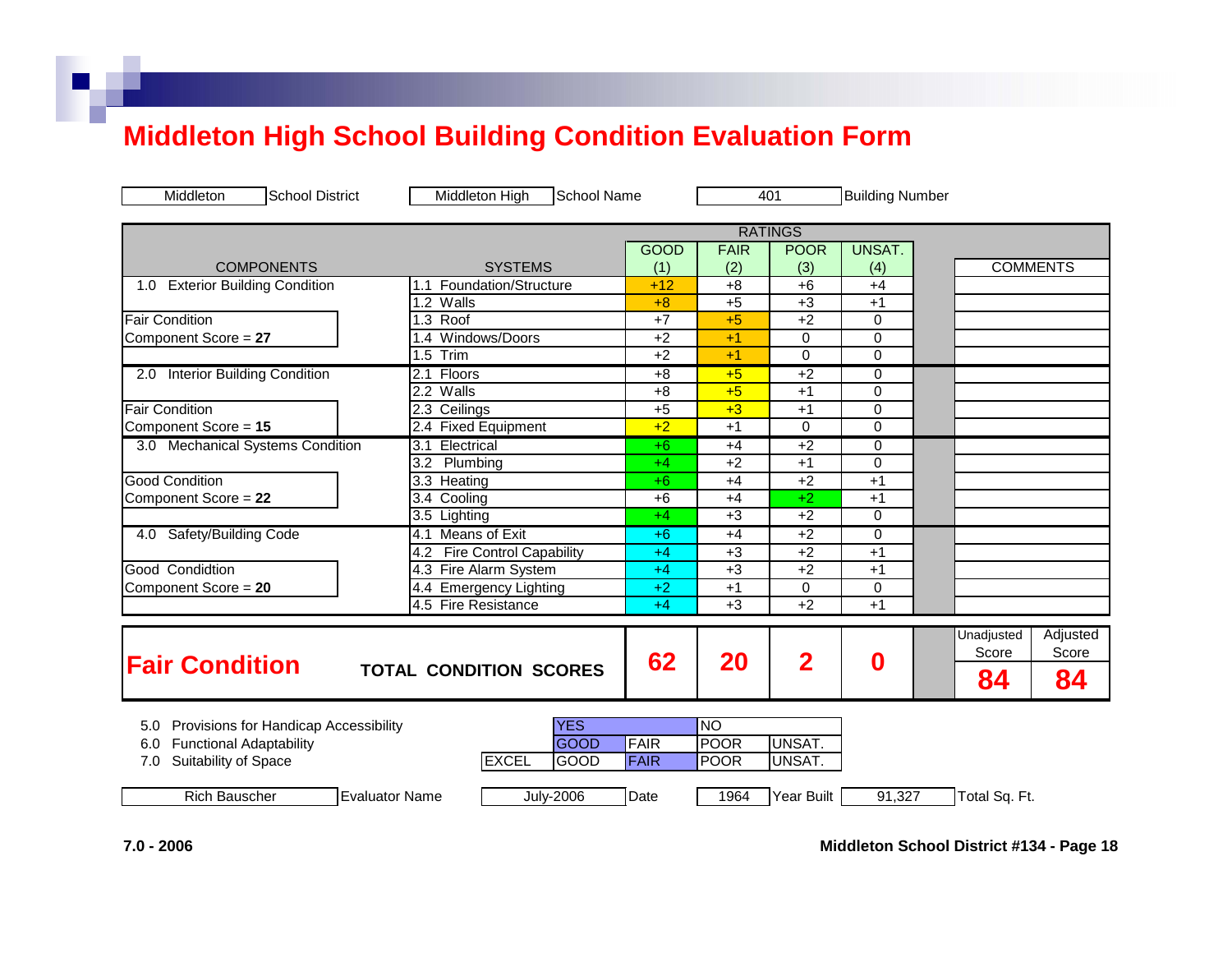# Middleton High School Building Condition Evaluation Form

| Middleton | School District | Middleton High | School Name | 401 | Building Number |
|---|---|---|---|---|---|

| COMPONENTS | SYSTEMS | RATINGS GOOD (1) | FAIR (2) | POOR (3) | UNSAT. (4) | COMMENTS |
|---|---|---|---|---|---|---|
| 1.0 Exterior Building Condition | 1.1 Foundation/Structure | +12 | +8 | +6 | +4 | |
| | 1.2 Walls | +8 | +5 | +3 | +1 | |
| Fair Condition | 1.3 Roof | +7 | +5 | +2 | 0 | |
| Component Score = **27** | 1.4 Windows/Doors | +2 | +1 | 0 | 0 | |
| | 1.5 Trim | +2 | +1 | 0 | 0 | |
| 2.0 Interior Building Condition | 2.1 Floors | +8 | +5 | +2 | 0 | |
| | 2.2 Walls | +8 | +5 | +1 | 0 | |
| Fair Condition | 2.3 Ceilings | +5 | +3 | +1 | 0 | |
| Component Score = **15** | 2.4 Fixed Equipment | +2 | +1 | 0 | 0 | |
| 3.0 Mechanical Systems Condition | 3.1 Electrical | +6 | +4 | +2 | 0 | |
| | 3.2 Plumbing | +4 | +2 | +1 | 0 | |
| Good Condition | 3.3 Heating | +6 | +4 | +2 | +1 | |
| Component Score = **22** | 3.4 Cooling | +6 | +4 | +2 | +1 | |
| | 3.5 Lighting | +4 | +3 | +2 | 0 | |
| 4.0 Safety/Building Code | 4.1 Means of Exit | +6 | +4 | +2 | 0 | |
| | 4.2 Fire Control Capability | +4 | +3 | +2 | +1 | |
| Good Condidtion | 4.3 Fire Alarm System | +4 | +3 | +2 | +1 | |
| Component Score = **20** | 4.4 Emergency Lighting | +2 | +1 | 0 | 0 | |
| | 4.5 Fire Resistance | +4 | +3 | +2 | +1 | |

| **Fair Condition** | **TOTAL CONDITION SCORES** | **62** | **20** | **2** | **0** | Unadjusted Score **84** | Adjusted Score **84** |
|---|---|---|---|---|---|---|---|

| | | | | | |
|---|---|---|---|---|---|
| 5.0 Provisions for Handicap Accessibility | | YES | | NO | |
| 6.0 Functional Adaptability | | GOOD | FAIR | POOR | UNSAT. |
| 7.0 Suitability of Space | EXCEL | GOOD | FAIR | POOR | UNSAT. |

| Rich Bauscher | Evaluator Name | July-2006 | Date | 1964 | Year Built | 91,327 | Total Sq. Ft. |
|---|---|---|---|---|---|---|---|

**7.0 - 2006**

**Middleton School District #134 - Page 18**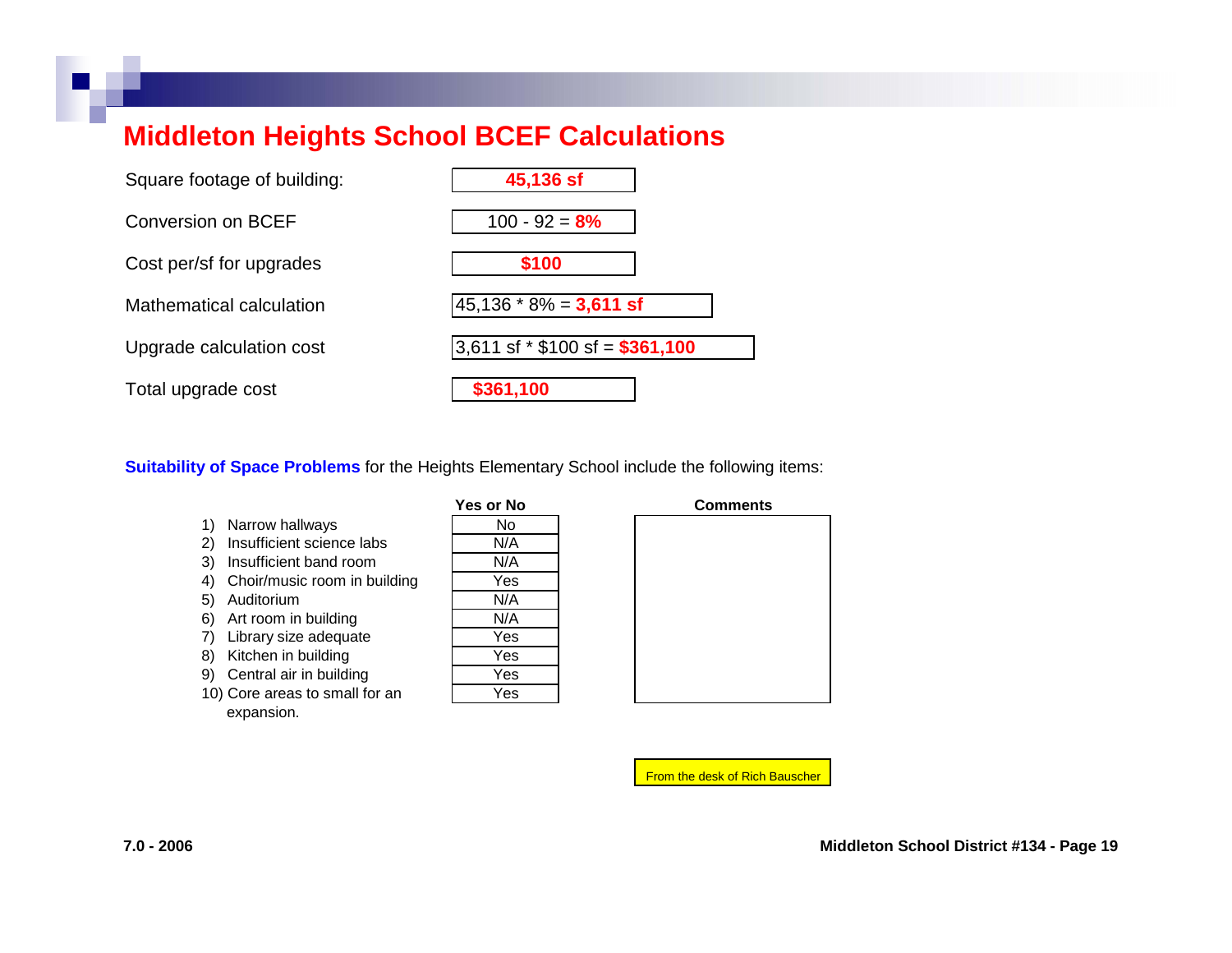# Middleton Heights School BCEF Calculations

| | |
|---|---|
| Square footage of building: | **45,136 sf** |
| Conversion on BCEF | 100 - 92 = **8%** |
| Cost per/sf for upgrades | **$100** |
| Mathematical calculation | 45,136 * 8% = **3,611 sf** |
| Upgrade calculation cost | 3,611 sf * $100 sf = **$361,100** |
| Total upgrade cost | **$361,100** |

**Suitability of Space Problems** for the Heights Elementary School include the following items:

| | Yes or No | Comments |
|---|---|---|
| 1) Narrow hallways | No | |
| 2) Insufficient science labs | N/A | |
| 3) Insufficient band room | N/A | |
| 4) Choir/music room in building | Yes | |
| 5) Auditorium | N/A | |
| 6) Art room in building | N/A | |
| 7) Library size adequate | Yes | |
| 8) Kitchen in building | Yes | |
| 9) Central air in building | Yes | |
| 10) Core areas to small for an expansion. | Yes | |

From the desk of Rich Bauscher

7.0 - 2006

Middleton School District #134 - Page 19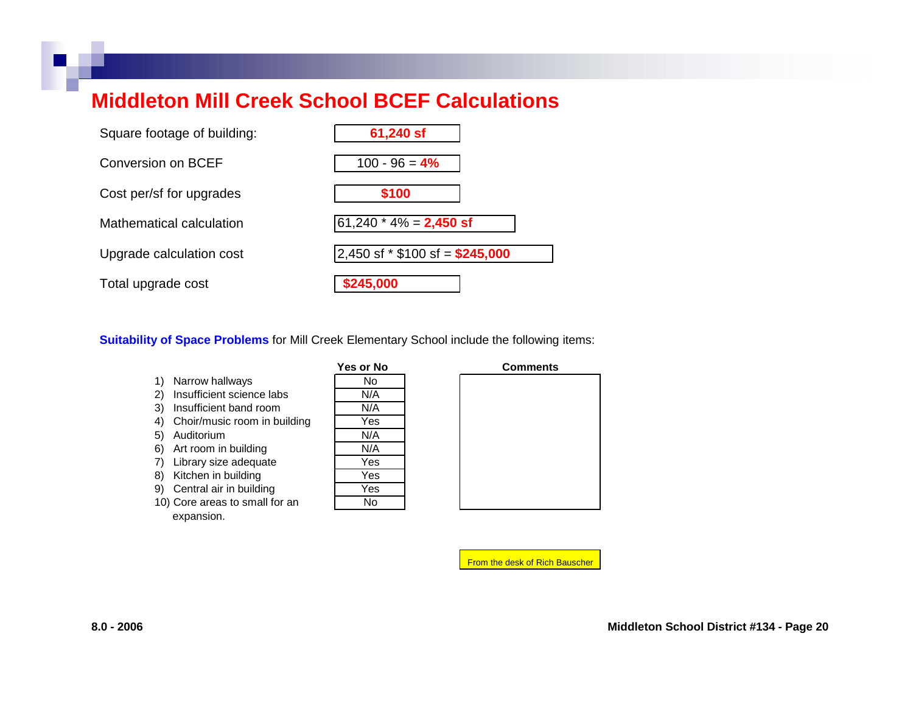# Middleton Mill Creek School BCEF Calculations

| | |
|---|---|
| Square footage of building: | **61,240 sf** |
| Conversion on BCEF | 100 - 96 = **4%** |
| Cost per/sf for upgrades | **$100** |
| Mathematical calculation | 61,240 * 4% = **2,450 sf** |
| Upgrade calculation cost | 2,450 sf * $100 sf = **$245,000** |
| Total upgrade cost | **$245,000** |

**Suitability of Space Problems** for Mill Creek Elementary School include the following items:

| | Yes or No | Comments |
|---|---|---|
| 1) Narrow hallways | No | |
| 2) Insufficient science labs | N/A | |
| 3) Insufficient band room | N/A | |
| 4) Choir/music room in building | Yes | |
| 5) Auditorium | N/A | |
| 6) Art room in building | N/A | |
| 7) Library size adequate | Yes | |
| 8) Kitchen in building | Yes | |
| 9) Central air in building | Yes | |
| 10) Core areas to small for an expansion. | No | |

From the desk of Rich Bauscher

8.0 - 2006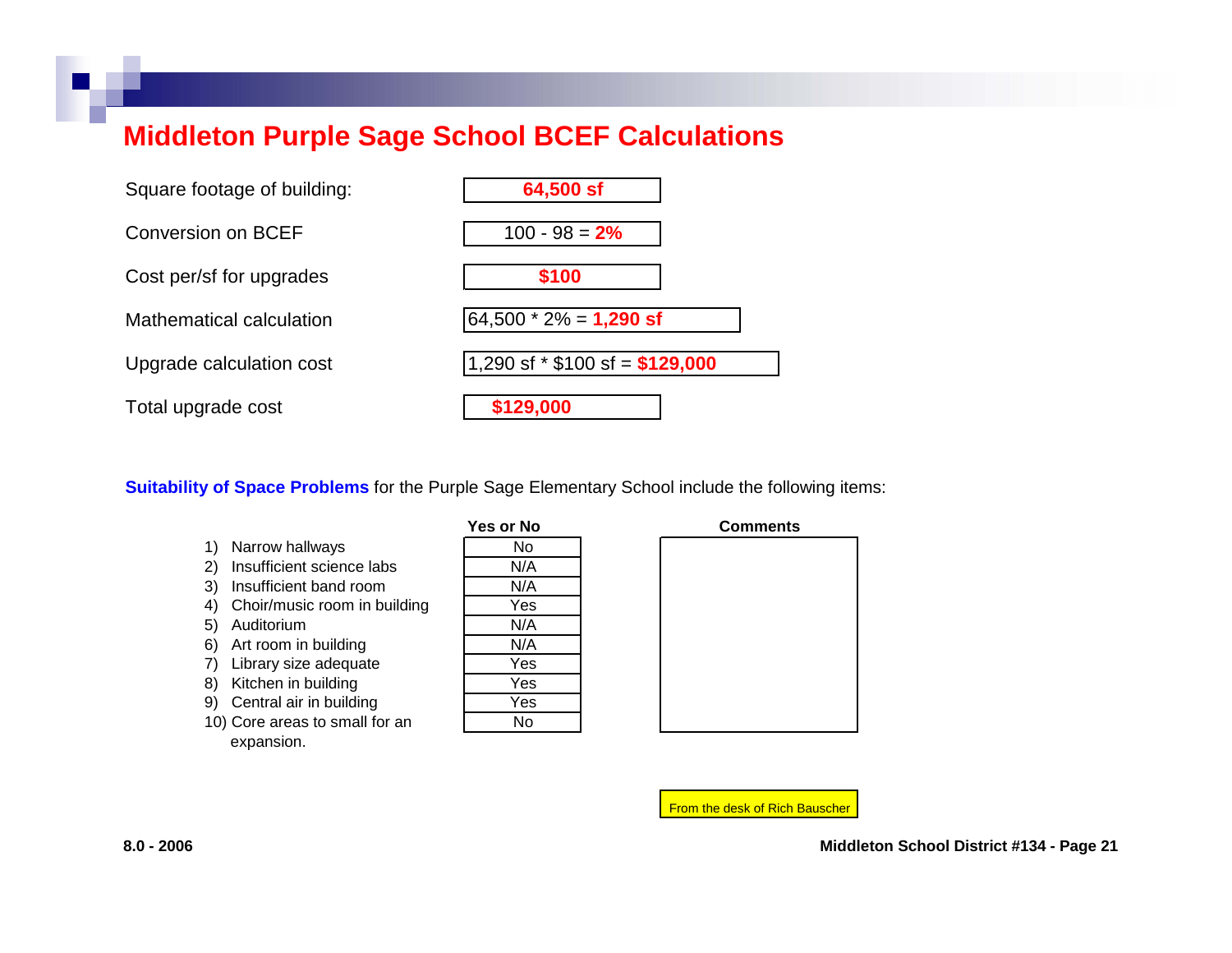# Middleton Purple Sage School BCEF Calculations

| | |
|---|---|
| Square footage of building: | **64,500 sf** |
| Conversion on BCEF | 100 - 98 = **2%** |
| Cost per/sf for upgrades | **$100** |
| Mathematical calculation | 64,500 * 2% = **1,290 sf** |
| Upgrade calculation cost | 1,290 sf * $100 sf = **$129,000** |
| Total upgrade cost | **$129,000** |

**Suitability of Space Problems** for the Purple Sage Elementary School include the following items:

| | Yes or No | Comments |
|---|---|---|
| 1) Narrow hallways | No | |
| 2) Insufficient science labs | N/A | |
| 3) Insufficient band room | N/A | |
| 4) Choir/music room in building | Yes | |
| 5) Auditorium | N/A | |
| 6) Art room in building | N/A | |
| 7) Library size adequate | Yes | |
| 8) Kitchen in building | Yes | |
| 9) Central air in building | Yes | |
| 10) Core areas to small for an expansion. | No | |

From the desk of Rich Bauscher

8.0 - 2006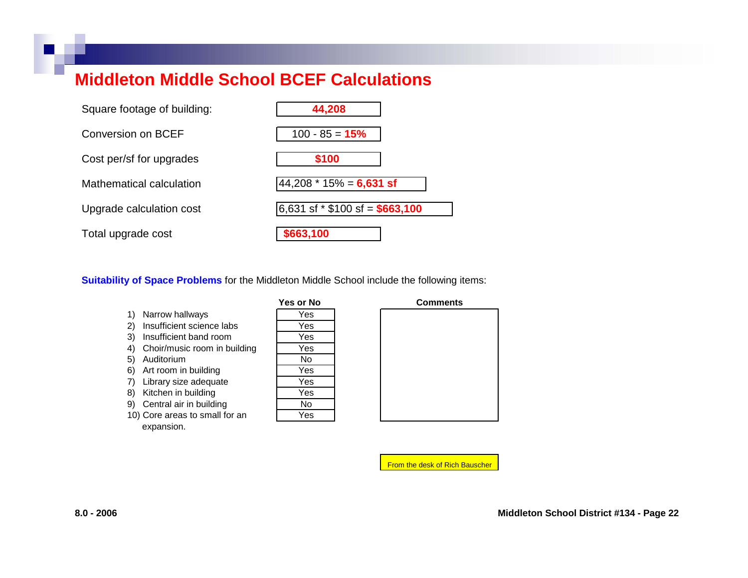# Middleton Middle School BCEF Calculations

| | |
|---|---|
| Square footage of building: | **44,208** |
| Conversion on BCEF | 100 - 85 = **15%** |
| Cost per/sf for upgrades | **$100** |
| Mathematical calculation | 44,208 * 15% = **6,631 sf** |
| Upgrade calculation cost | 6,631 sf * $100 sf = **$663,100** |
| Total upgrade cost | **$663,100** |

**Suitability of Space Problems** for the Middleton Middle School include the following items:

| | Yes or No | Comments |
|---|---|---|
| 1) Narrow hallways | Yes | |
| 2) Insufficient science labs | Yes | |
| 3) Insufficient band room | Yes | |
| 4) Choir/music room in building | Yes | |
| 5) Auditorium | No | |
| 6) Art room in building | Yes | |
| 7) Library size adequate | Yes | |
| 8) Kitchen in building | Yes | |
| 9) Central air in building | No | |
| 10) Core areas to small for an expansion. | Yes | |

From the desk of Rich Bauscher

8.0 - 2006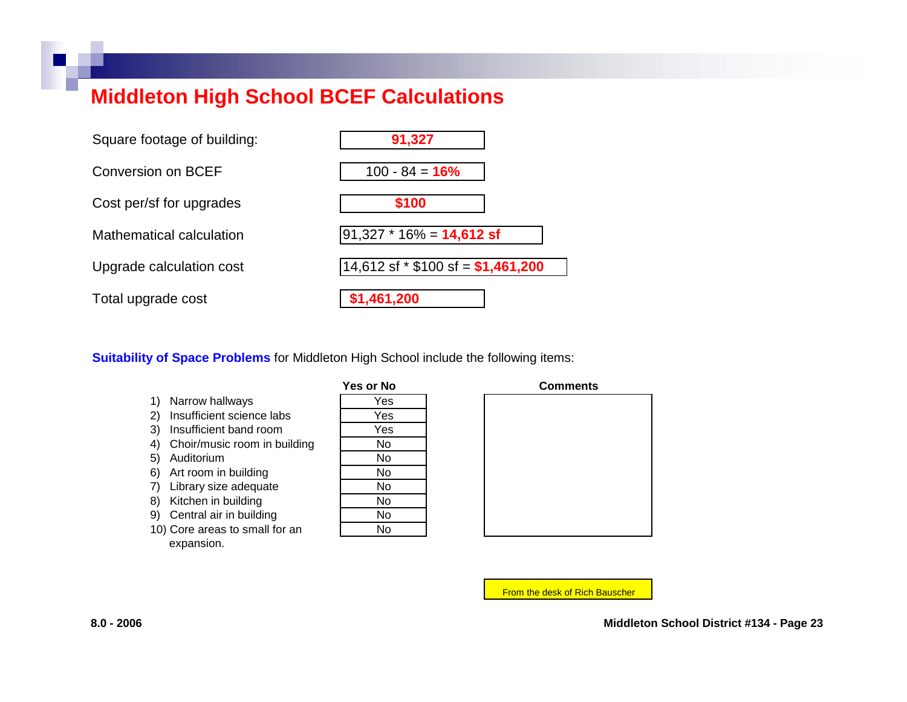# Middleton High School BCEF Calculations

| | |
|---|---|
| Square footage of building: | **91,327** |
| Conversion on BCEF | 100 - 84 = **16%** |
| Cost per/sf for upgrades | **$100** |
| Mathematical calculation | 91,327 * 16% = **14,612 sf** |
| Upgrade calculation cost | 14,612 sf * $100 sf = **$1,461,200** |
| Total upgrade cost | **$1,461,200** |

**Suitability of Space Problems** for Middleton High School include the following items:

| | Yes or No | Comments |
|---|---|---|
| 1) Narrow hallways | Yes | |
| 2) Insufficient science labs | Yes | |
| 3) Insufficient band room | Yes | |
| 4) Choir/music room in building | No | |
| 5) Auditorium | No | |
| 6) Art room in building | No | |
| 7) Library size adequate | No | |
| 8) Kitchen in building | No | |
| 9) Central air in building | No | |
| 10) Core areas to small for an expansion. | No | |

From the desk of Rich Bauscher

8.0 - 2006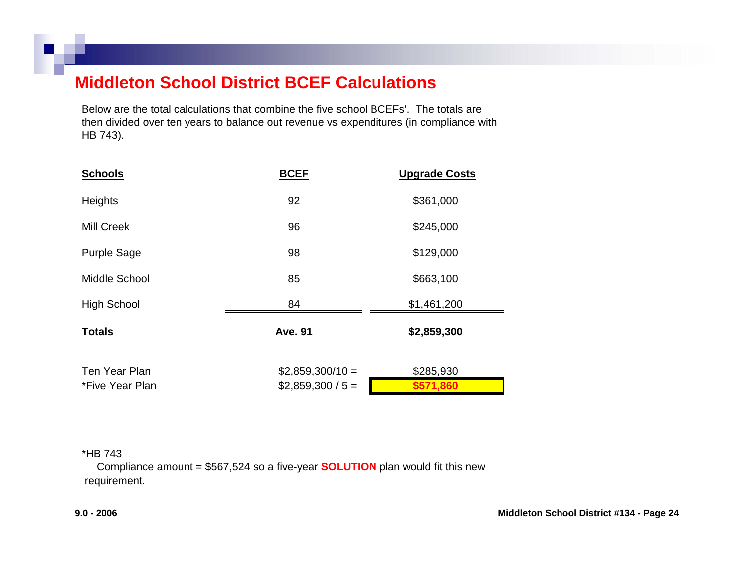# Middleton School District BCEF Calculations

Below are the total calculations that combine the five school BCEFs'. The totals are then divided over ten years to balance out revenue vs expenditures (in compliance with HB 743).

| Schools | BCEF | Upgrade Costs |
|---|---|---|
| Heights | 92 | $361,000 |
| Mill Creek | 96 | $245,000 |
| Purple Sage | 98 | $129,000 |
| Middle School | 85 | $663,100 |
| High School | 84 | $1,461,200 |
| **Totals** | **Ave. 91** | **$2,859,300** |
| Ten Year Plan | $2,859,300/10 = | $285,930 |
| *Five Year Plan | $2,859,300 / 5 = | **$571,860** |

*HB 743
Compliance amount = $567,524 so a five-year **SOLUTION** plan would fit this new requirement.

9.0 - 2006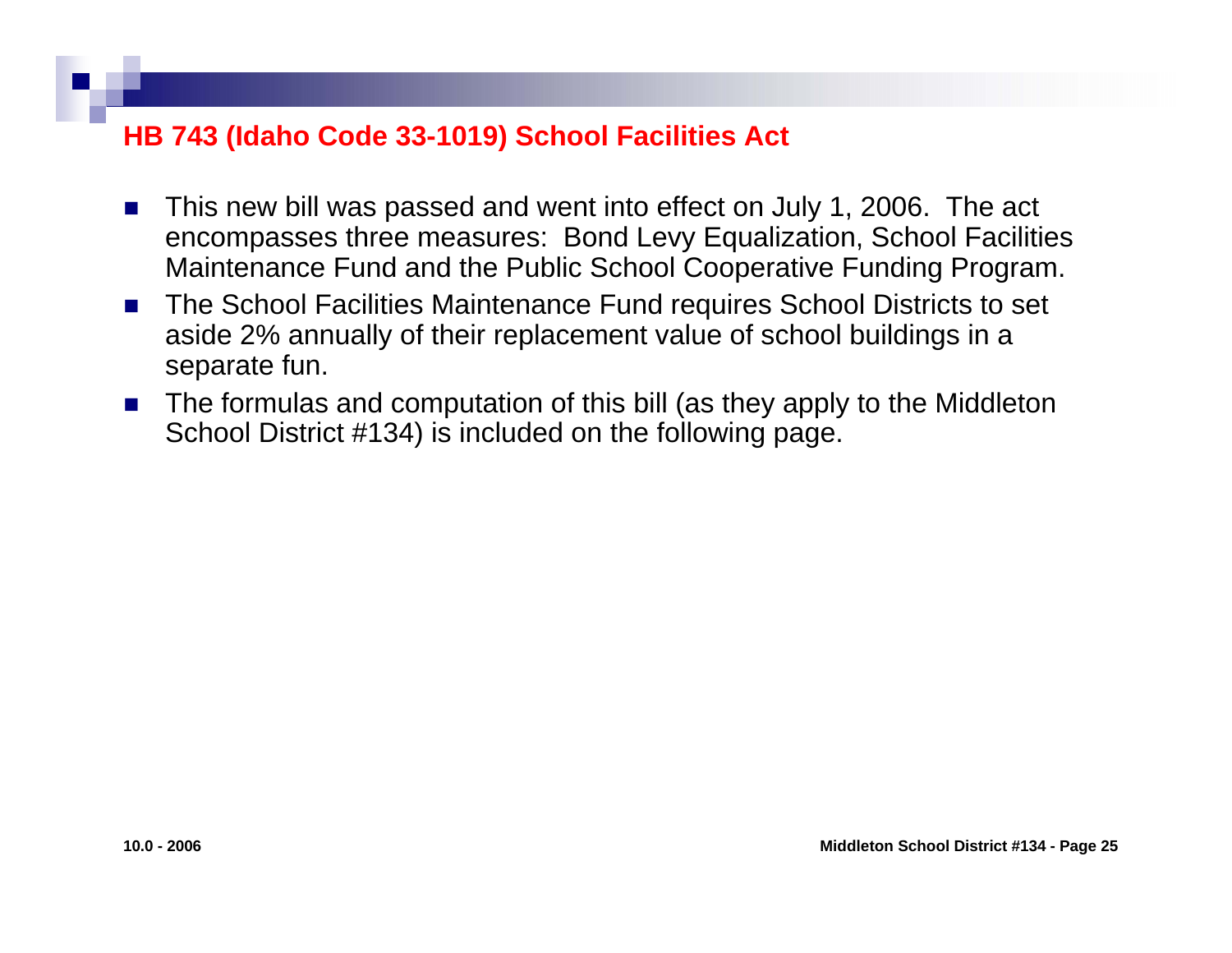## HB 743 (Idaho Code 33-1019) School Facilities Act

- This new bill was passed and went into effect on July 1, 2006. The act encompasses three measures: Bond Levy Equalization, School Facilities Maintenance Fund and the Public School Cooperative Funding Program.
- The School Facilities Maintenance Fund requires School Districts to set aside 2% annually of their replacement value of school buildings in a separate fun.
- The formulas and computation of this bill (as they apply to the Middleton School District #134) is included on the following page.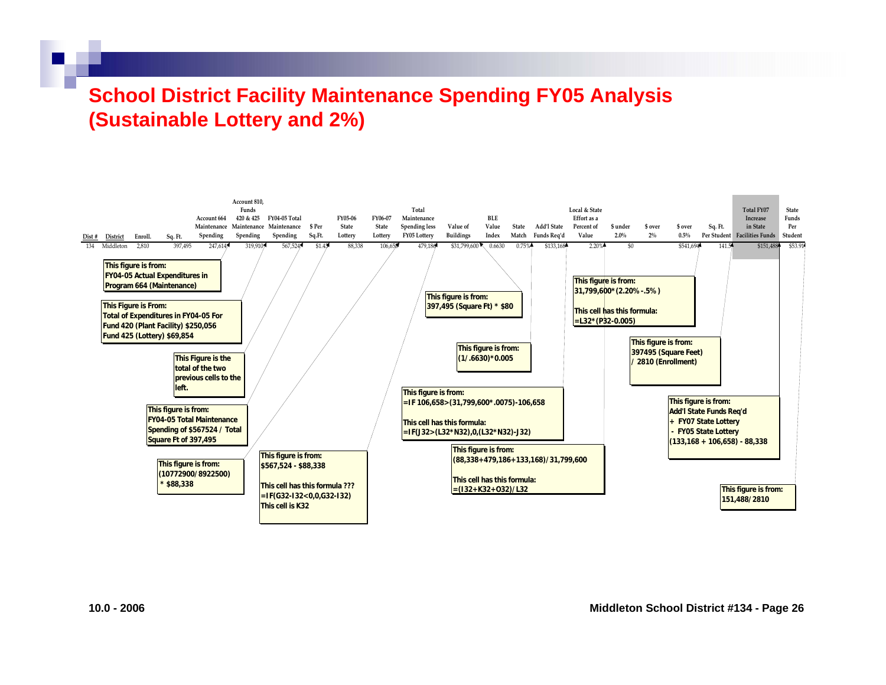# School District Facility Maintenance Spending FY05 Analysis (Sustainable Lottery and 2%)

| Dist # | District | Enroll. | Sq. Ft. | Account 664 Maintenance Spending | Account 810, Funds 420 & 425 Maintenance Spending | FY04-05 Total Maintenance Spending | $ Per Sq.Ft. | FY05-06 State Lottery | FY06-07 State Lottery | Total Maintenance Spending less FY05 Lottery | Value of Buildings | BLE Value Index | State Match | Add'l State Funds Req'd | Local & State Effort as a Percent of Value | $ under 2.0% | $ over 2% | $ over 0.5% | Sq. Ft. Per Student | Total FY07 Increase in State Facilities Funds | State Funds Per Student |
|---|---|---|---|---|---|---|---|---|---|---|---|---|---|---|---|---|---|---|---|---|---|
| 134 | Middleton | 2,810 | 397,495 | 247,614 | 319,910 | 567,524 | $1.43 | 88,338 | 106,658 | 479,186 | $31,799,600 | 0.6630 | 0.75% | $133,168 | 2.20% | $0 | | $541,694 | 141.5 | $151,488 | $53.91 |

Notes:

- **Account 664 Maintenance Spending:** This figure is from: FY04-05 Actual Expenditures in Program 664 (Maintenance)
- **Account 810, Funds 420 & 425 Maintenance Spending:** This Figure is From: Total of Expenditures in FY04-05 For Fund 420 (Plant Facility) $250,056 Fund 425 (Lottery) $69,854
- **FY04-05 Total Maintenance Spending:** This Figure is the total of the two previous cells to the left.
- **$ Per Sq.Ft.:** This figure is from: FY04-05 Total Maintenance Spending of $567524 / Total Square Ft of 397,495
- **FY06-07 State Lottery:** This figure is from: (10772900/8922500) * $88,338
- **Total Maintenance Spending less FY05 Lottery:** This figure is from: $567,524 - $88,338
  This cell has this formula ??? =IF(G32-I32<0,0,G32-I32) This cell is K32
- **Value of Buildings:** This figure is from: 397,495 (Square Ft) * $80
- **State Match:** This figure is from: (1/.6630)*0.005
- **Add'l State Funds Req'd:** This figure is from: =IF 106,658>(31,799,600*.0075)-106,658
  This cell has this formula: =IF(J32>(L32*N32),0,(L32*N32)-J32)
- **Local & State Effort as a Percent of Value:** This figure is from: (88,338+479,186+133,168)/31,799,600
  This cell has this formula: =(I32+K32+O32)/L32
- **$ over 0.5%:** This figure is from: 31,799,600*(2.20%-.5%)
  This cell has this formula: =L32*(P32-0.005)
- **Sq. Ft. Per Student:** This figure is from: 397495 (Square Feet) / 2810 (Enrollment)
- **Total FY07 Increase in State Facilities Funds:** This figure is from: Add'l State Funds Req'd + FY07 State Lottery - FY05 State Lottery (133,168 + 106,658) - 88,338
- **State Funds Per Student:** This figure is from: 151,488/2810

10.0 - 2006

Middleton School District #134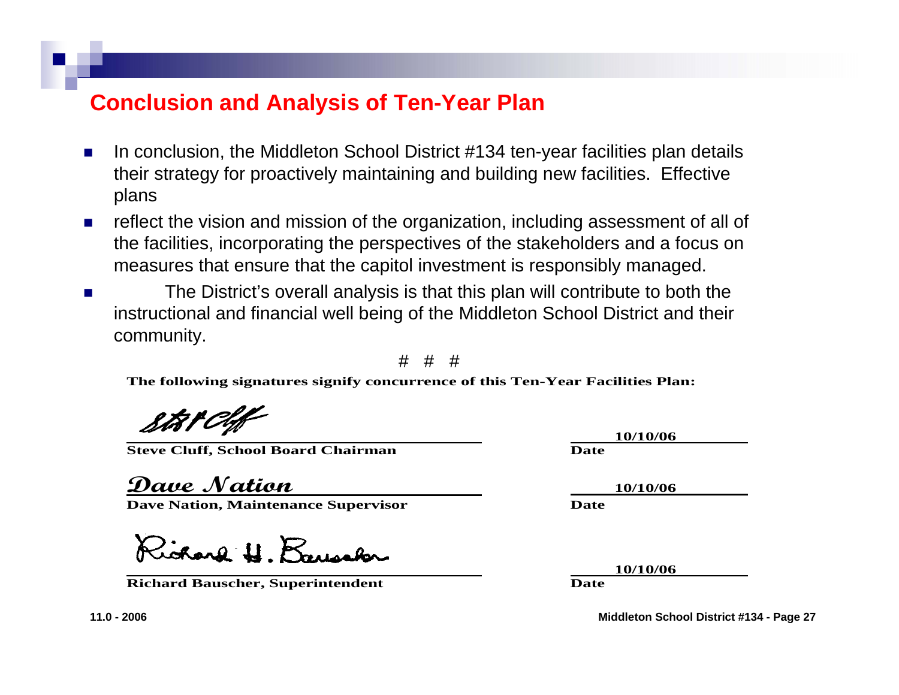## Conclusion and Analysis of Ten-Year Plan

- In conclusion, the Middleton School District #134 ten-year facilities plan details their strategy for proactively maintaining and building new facilities. Effective plans
- reflect the vision and mission of the organization, including assessment of all of the facilities, incorporating the perspectives of the stakeholders and a focus on measures that ensure that the capitol investment is responsibly managed.
- The District's overall analysis is that this plan will contribute to both the instructional and financial well being of the Middleton School District and their community.

# # #

**The following signatures signify concurrence of this Ten-Year Facilities Plan:**

| | |
|---|---|
| *Steve Cliff* | **10/10/06** |
| **Steve Cluff, School Board Chairman** | **Date** |
| *Dave Nation* | **10/10/06** |
| **Dave Nation, Maintenance Supervisor** | **Date** |
| *Richard H. Bauscher* | **10/10/06** |
| **Richard Bauscher, Superintendent** | **Date** |

11.0 - 2006